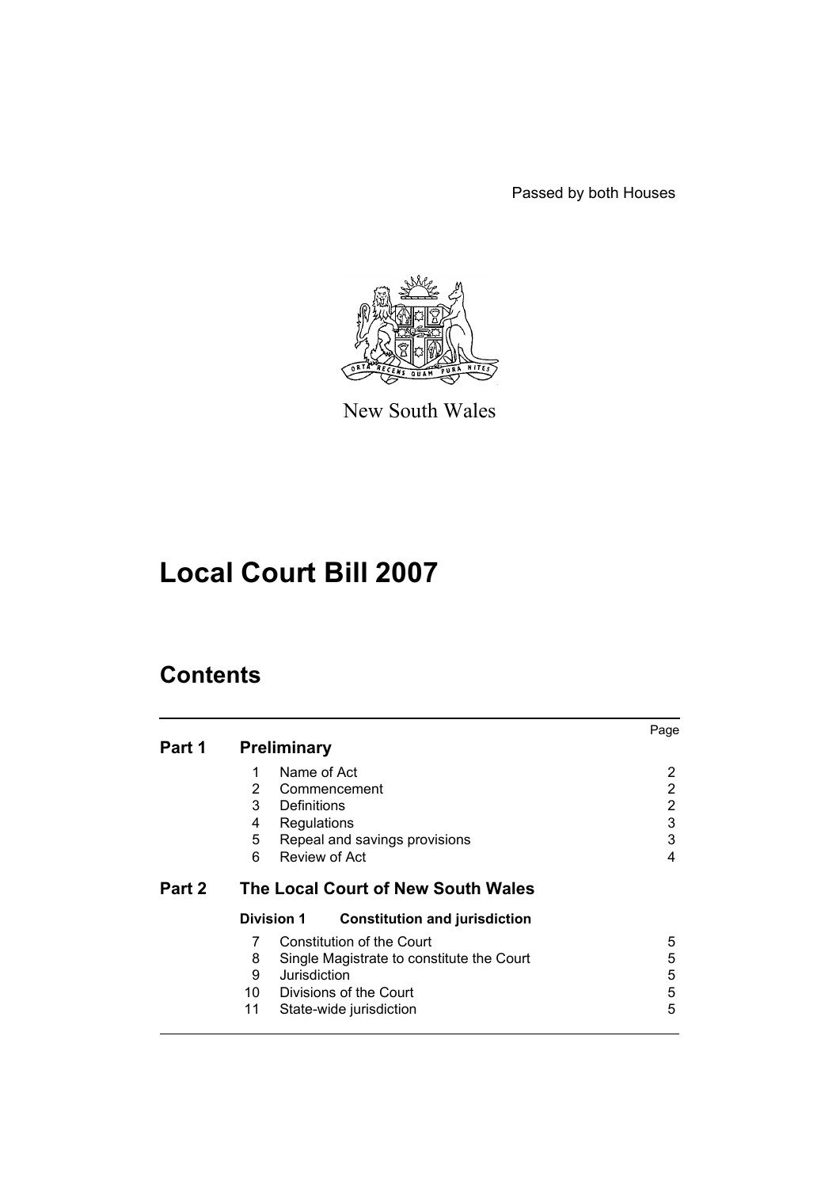Passed by both Houses

New South Wales

# Local Court Bill 2007

## Contents

| | | Page |
|---|---|---|
| **Part 1** | **Preliminary** | |
| | 1 Name of Act | 2 |
| | 2 Commencement | 2 |
| | 3 Definitions | 2 |
| | 4 Regulations | 3 |
| | 5 Repeal and savings provisions | 3 |
| | 6 Review of Act | 4 |
| **Part 2** | **The Local Court of New South Wales** | |
| | **Division 1 Constitution and jurisdiction** | |
| | 7 Constitution of the Court | 5 |
| | 8 Single Magistrate to constitute the Court | 5 |
| | 9 Jurisdiction | 5 |
| | 10 Divisions of the Court | 5 |
| | 11 State-wide jurisdiction | 5 |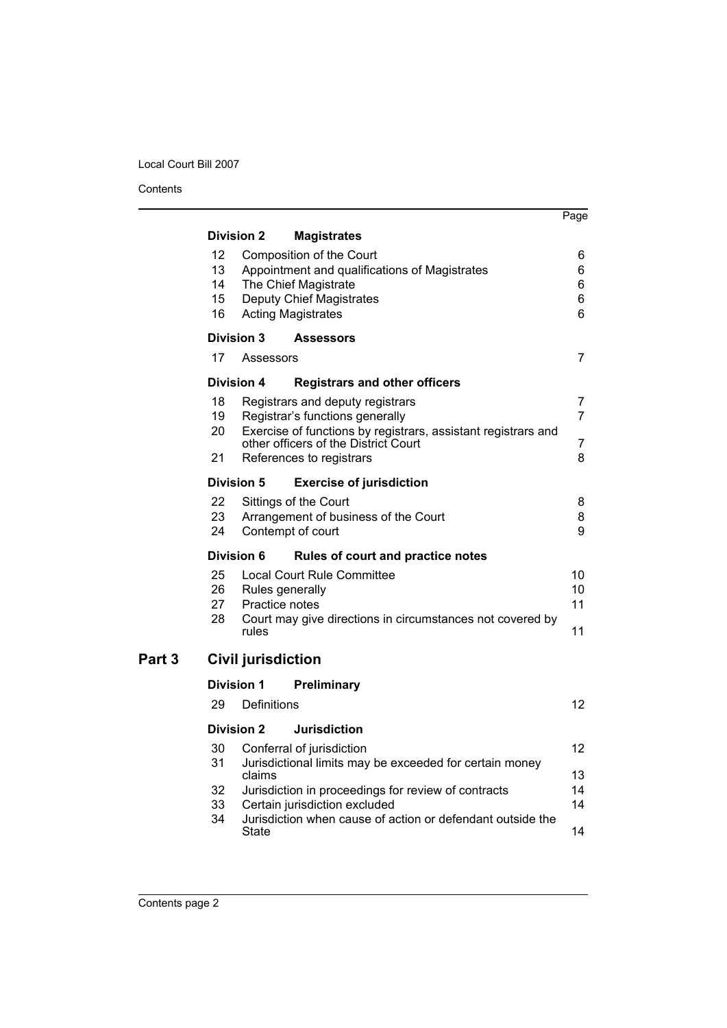| | | Page |
|---|---|---|
| **Division 2** | **Magistrates** | |
| 12 | Composition of the Court | 6 |
| 13 | Appointment and qualifications of Magistrates | 6 |
| 14 | The Chief Magistrate | 6 |
| 15 | Deputy Chief Magistrates | 6 |
| 16 | Acting Magistrates | 6 |
| **Division 3** | **Assessors** | |
| 17 | Assessors | 7 |
| **Division 4** | **Registrars and other officers** | |
| 18 | Registrars and deputy registrars | 7 |
| 19 | Registrar's functions generally | 7 |
| 20 | Exercise of functions by registrars, assistant registrars and other officers of the District Court | 7 |
| 21 | References to registrars | 8 |
| **Division 5** | **Exercise of jurisdiction** | |
| 22 | Sittings of the Court | 8 |
| 23 | Arrangement of business of the Court | 8 |
| 24 | Contempt of court | 9 |
| **Division 6** | **Rules of court and practice notes** | |
| 25 | Local Court Rule Committee | 10 |
| 26 | Rules generally | 10 |
| 27 | Practice notes | 11 |
| 28 | Court may give directions in circumstances not covered by rules | 11 |

## Part 3 Civil jurisdiction

| | | |
|---|---|---|
| **Division 1** | **Preliminary** | |
| 29 | Definitions | 12 |
| **Division 2** | **Jurisdiction** | |
| 30 | Conferral of jurisdiction | 12 |
| 31 | Jurisdictional limits may be exceeded for certain money claims | 13 |
| 32 | Jurisdiction in proceedings for review of contracts | 14 |
| 33 | Certain jurisdiction excluded | 14 |
| 34 | Jurisdiction when cause of action or defendant outside the State | 14 |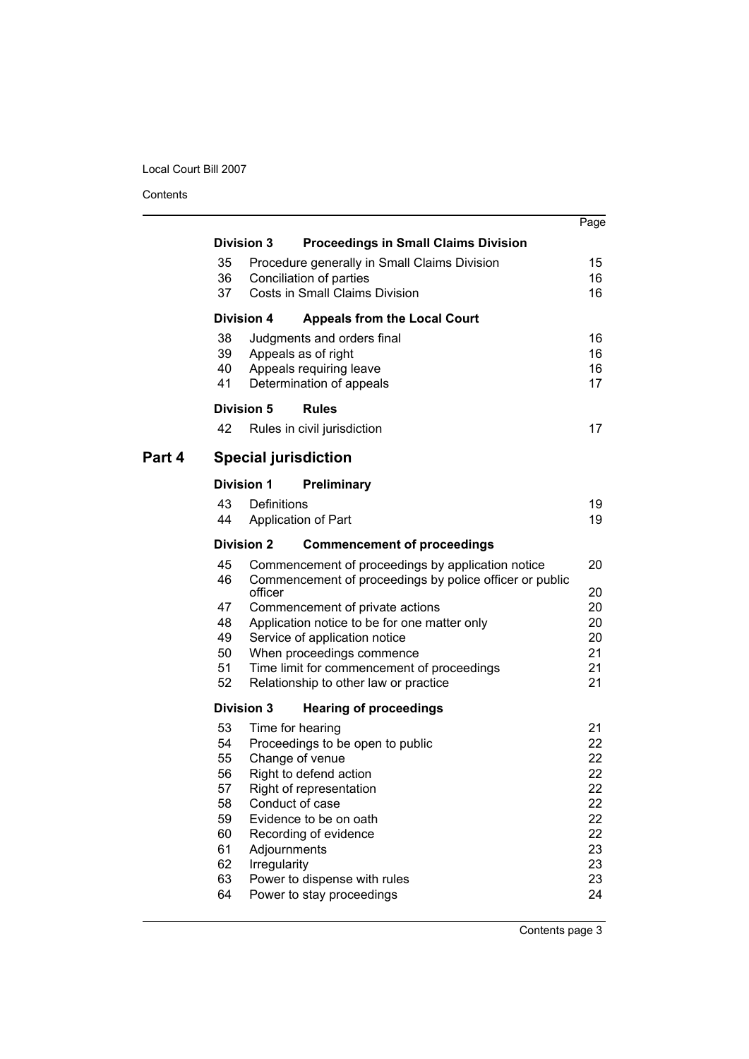| | | Page |
|---|---|---|
| **Division 3** | **Proceedings in Small Claims Division** | |
| 35 | Procedure generally in Small Claims Division | 15 |
| 36 | Conciliation of parties | 16 |
| 37 | Costs in Small Claims Division | 16 |
| **Division 4** | **Appeals from the Local Court** | |
| 38 | Judgments and orders final | 16 |
| 39 | Appeals as of right | 16 |
| 40 | Appeals requiring leave | 16 |
| 41 | Determination of appeals | 17 |
| **Division 5** | **Rules** | |
| 42 | Rules in civil jurisdiction | 17 |

## Part 4 Special jurisdiction

| | | |
|---|---|---|
| **Division 1** | **Preliminary** | |
| 43 | Definitions | 19 |
| 44 | Application of Part | 19 |
| **Division 2** | **Commencement of proceedings** | |
| 45 | Commencement of proceedings by application notice | 20 |
| 46 | Commencement of proceedings by police officer or public officer | 20 |
| 47 | Commencement of private actions | 20 |
| 48 | Application notice to be for one matter only | 20 |
| 49 | Service of application notice | 20 |
| 50 | When proceedings commence | 21 |
| 51 | Time limit for commencement of proceedings | 21 |
| 52 | Relationship to other law or practice | 21 |
| **Division 3** | **Hearing of proceedings** | |
| 53 | Time for hearing | 21 |
| 54 | Proceedings to be open to public | 22 |
| 55 | Change of venue | 22 |
| 56 | Right to defend action | 22 |
| 57 | Right of representation | 22 |
| 58 | Conduct of case | 22 |
| 59 | Evidence to be on oath | 22 |
| 60 | Recording of evidence | 22 |
| 61 | Adjournments | 23 |
| 62 | Irregularity | 23 |
| 63 | Power to dispense with rules | 23 |
| 64 | Power to stay proceedings | 24 |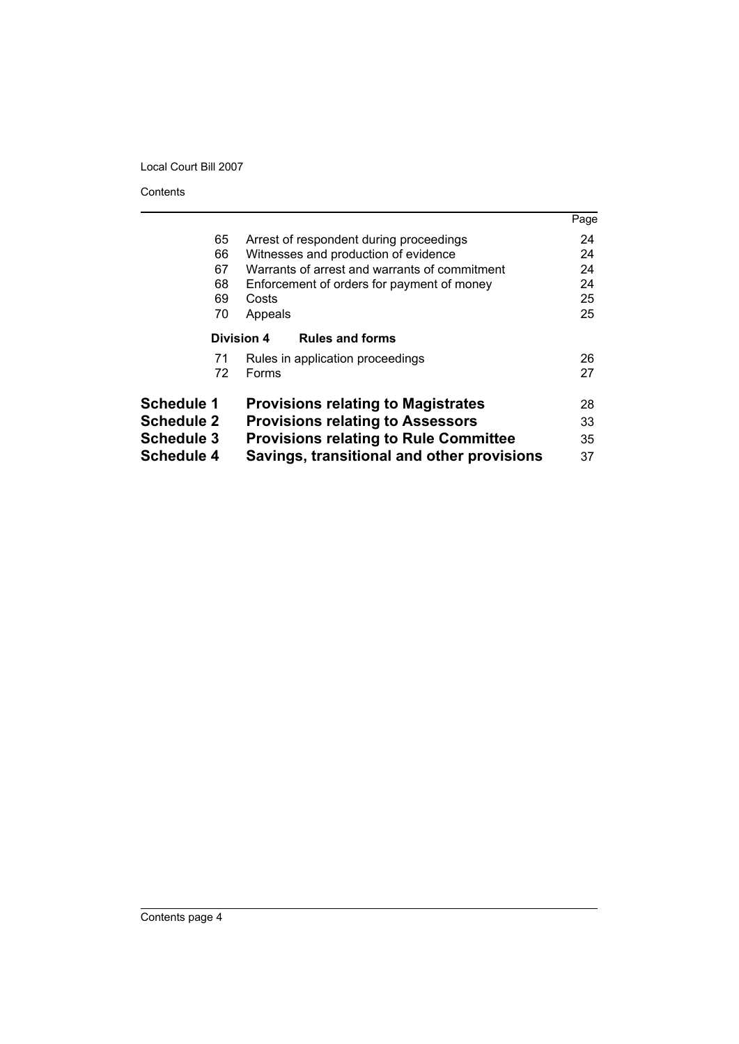| | | Page |
|---|---|---|
| 65 | Arrest of respondent during proceedings | 24 |
| 66 | Witnesses and production of evidence | 24 |
| 67 | Warrants of arrest and warrants of commitment | 24 |
| 68 | Enforcement of orders for payment of money | 24 |
| 69 | Costs | 25 |
| 70 | Appeals | 25 |
| **Division 4** | **Rules and forms** | |
| 71 | Rules in application proceedings | 26 |
| 72 | Forms | 27 |
| **Schedule 1** | **Provisions relating to Magistrates** | 28 |
| **Schedule 2** | **Provisions relating to Assessors** | 33 |
| **Schedule 3** | **Provisions relating to Rule Committee** | 35 |
| **Schedule 4** | **Savings, transitional and other provisions** | 37 |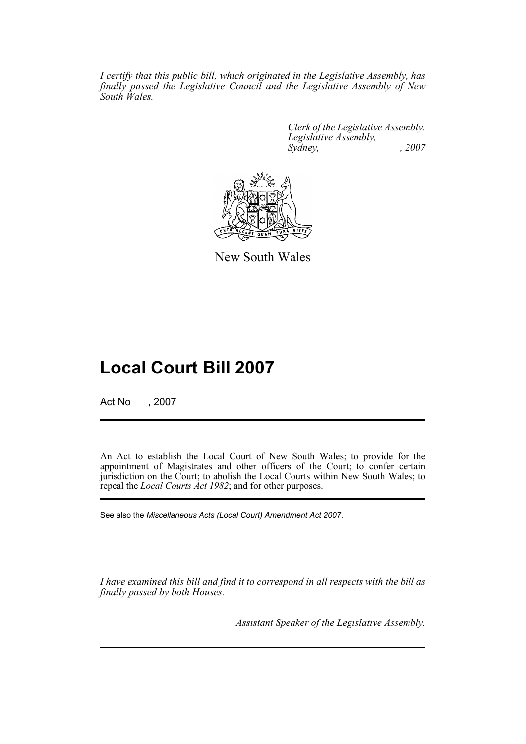*I certify that this public bill, which originated in the Legislative Assembly, has finally passed the Legislative Council and the Legislative Assembly of New South Wales.*

*Clerk of the Legislative Assembly.*
*Legislative Assembly,*
*Sydney, , 2007*

New South Wales

# Local Court Bill 2007

Act No , 2007

An Act to establish the Local Court of New South Wales; to provide for the appointment of Magistrates and other officers of the Court; to confer certain jurisdiction on the Court; to abolish the Local Courts within New South Wales; to repeal the *Local Courts Act 1982*; and for other purposes.

See also the *Miscellaneous Acts (Local Court) Amendment Act 2007*.

*I have examined this bill and find it to correspond in all respects with the bill as finally passed by both Houses.*

*Assistant Speaker of the Legislative Assembly.*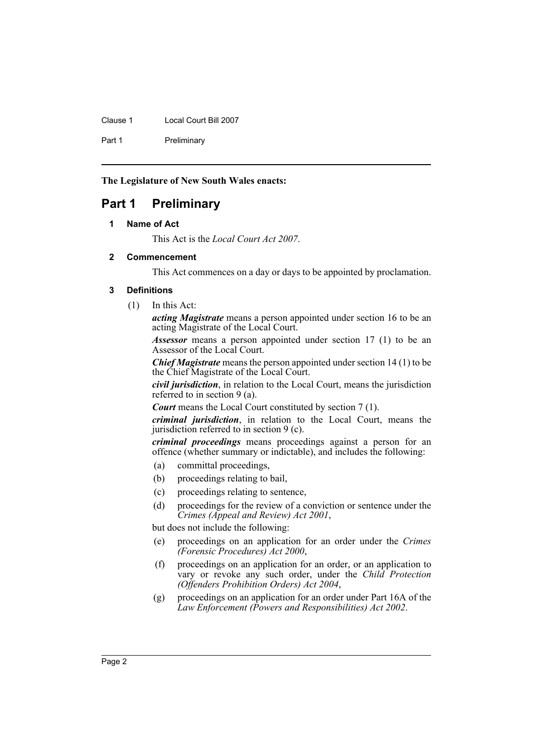**The Legislature of New South Wales enacts:**

# Part 1 Preliminary

### 1 Name of Act

This Act is the *Local Court Act 2007*.

### 2 Commencement

This Act commences on a day or days to be appointed by proclamation.

### 3 Definitions

(1) In this Act:

***acting Magistrate*** means a person appointed under section 16 to be an acting Magistrate of the Local Court.

***Assessor*** means a person appointed under section 17 (1) to be an Assessor of the Local Court.

***Chief Magistrate*** means the person appointed under section 14 (1) to be the Chief Magistrate of the Local Court.

***civil jurisdiction***, in relation to the Local Court, means the jurisdiction referred to in section 9 (a).

***Court*** means the Local Court constituted by section 7 (1).

***criminal jurisdiction***, in relation to the Local Court, means the jurisdiction referred to in section 9 (c).

***criminal proceedings*** means proceedings against a person for an offence (whether summary or indictable), and includes the following:

- (a) committal proceedings,
- (b) proceedings relating to bail,
- (c) proceedings relating to sentence,
- (d) proceedings for the review of a conviction or sentence under the *Crimes (Appeal and Review) Act 2001*,

but does not include the following:

- (e) proceedings on an application for an order under the *Crimes (Forensic Procedures) Act 2000*,
- (f) proceedings on an application for an order, or an application to vary or revoke any such order, under the *Child Protection (Offenders Prohibition Orders) Act 2004*,
- (g) proceedings on an application for an order under Part 16A of the *Law Enforcement (Powers and Responsibilities) Act 2002*.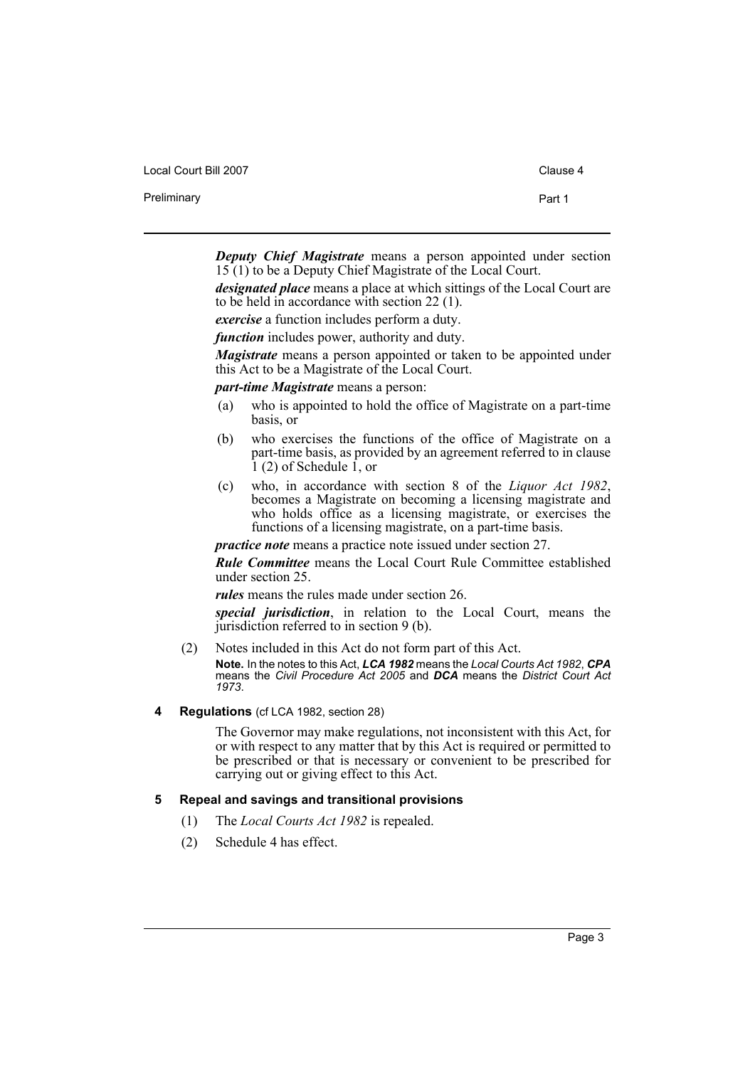***Deputy Chief Magistrate*** means a person appointed under section 15 (1) to be a Deputy Chief Magistrate of the Local Court.

***designated place*** means a place at which sittings of the Local Court are to be held in accordance with section 22 (1).

***exercise*** a function includes perform a duty.

***function*** includes power, authority and duty.

***Magistrate*** means a person appointed or taken to be appointed under this Act to be a Magistrate of the Local Court.

***part-time Magistrate*** means a person:

- (a) who is appointed to hold the office of Magistrate on a part-time basis, or
- (b) who exercises the functions of the office of Magistrate on a part-time basis, as provided by an agreement referred to in clause 1 (2) of Schedule 1, or
- (c) who, in accordance with section 8 of the *Liquor Act 1982*, becomes a Magistrate on becoming a licensing magistrate and who holds office as a licensing magistrate, or exercises the functions of a licensing magistrate, on a part-time basis.

***practice note*** means a practice note issued under section 27.

***Rule Committee*** means the Local Court Rule Committee established under section 25.

***rules*** means the rules made under section 26.

***special jurisdiction***, in relation to the Local Court, means the jurisdiction referred to in section 9 (b).

(2) Notes included in this Act do not form part of this Act.

**Note.** In the notes to this Act, ***LCA 1982*** means the *Local Courts Act 1982*, ***CPA*** means the *Civil Procedure Act 2005* and ***DCA*** means the *District Court Act 1973*.

#### 4 Regulations (cf LCA 1982, section 28)

The Governor may make regulations, not inconsistent with this Act, for or with respect to any matter that by this Act is required or permitted to be prescribed or that is necessary or convenient to be prescribed for carrying out or giving effect to this Act.

#### 5 Repeal and savings and transitional provisions

(1) The *Local Courts Act 1982* is repealed.

(2) Schedule 4 has effect.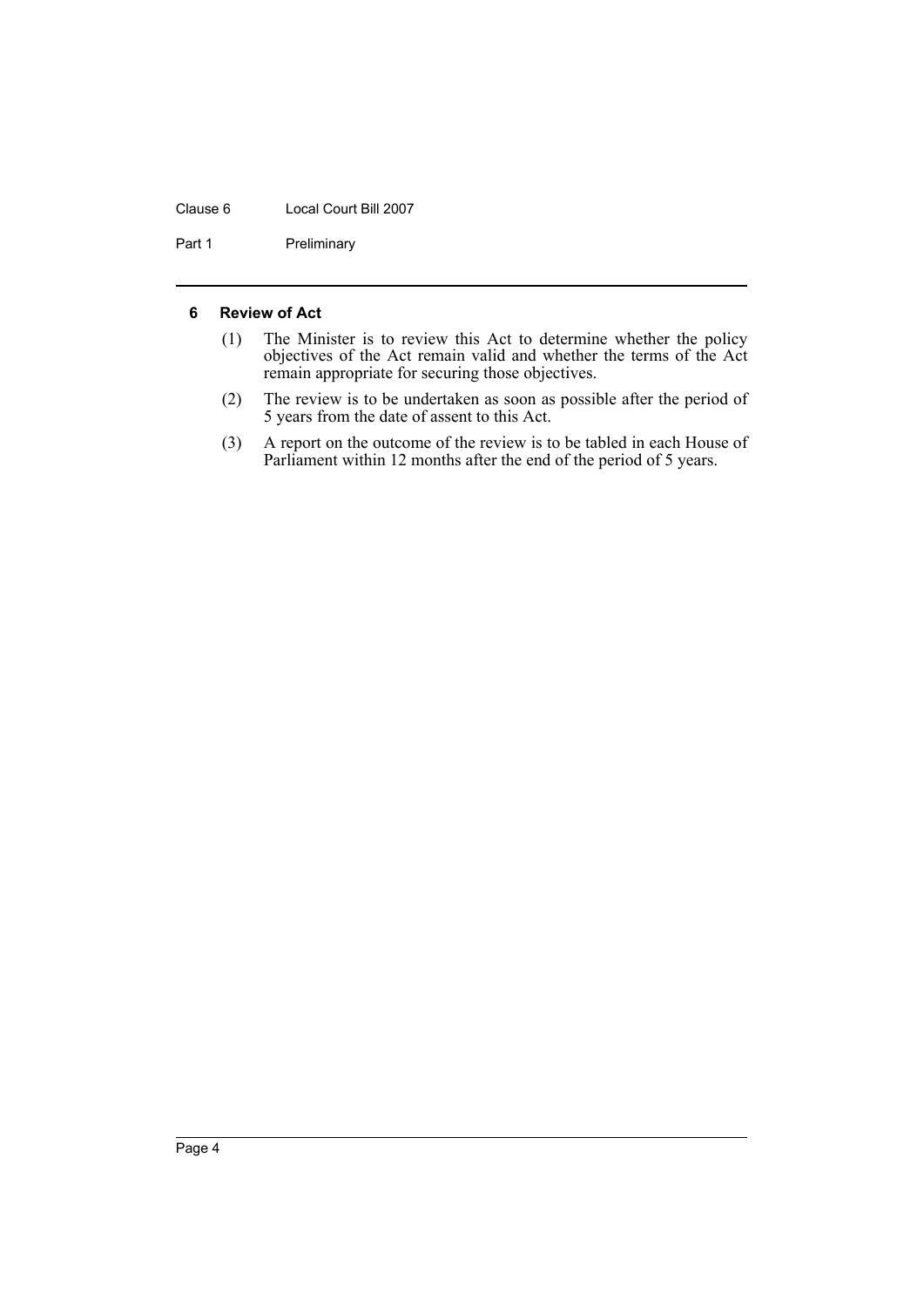### 6 Review of Act

(1) The Minister is to review this Act to determine whether the policy objectives of the Act remain valid and whether the terms of the Act remain appropriate for securing those objectives.

(2) The review is to be undertaken as soon as possible after the period of 5 years from the date of assent to this Act.

(3) A report on the outcome of the review is to be tabled in each House of Parliament within 12 months after the end of the period of 5 years.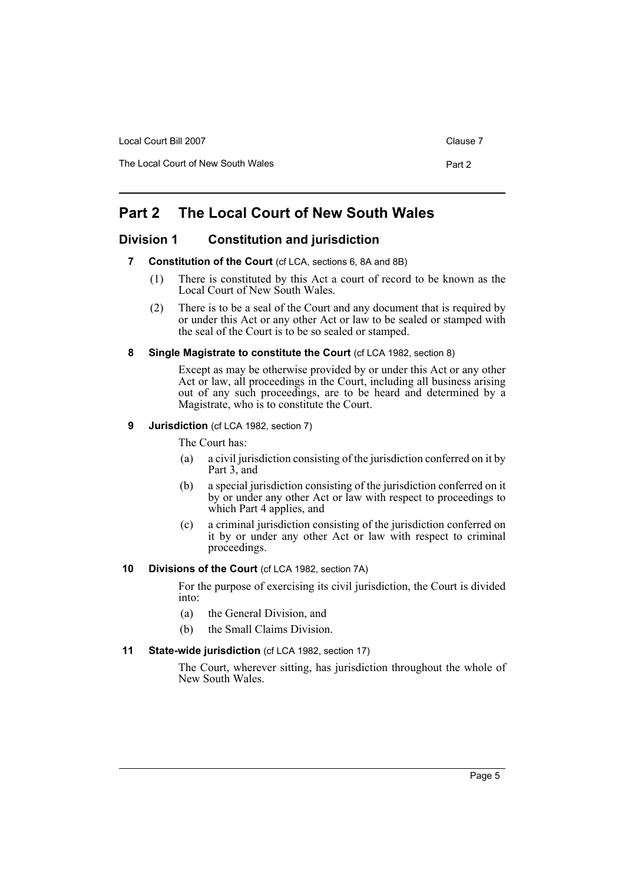# Part 2 The Local Court of New South Wales

## Division 1 Constitution and jurisdiction

### 7 Constitution of the Court (cf LCA, sections 6, 8A and 8B)

(1) There is constituted by this Act a court of record to be known as the Local Court of New South Wales.

(2) There is to be a seal of the Court and any document that is required by or under this Act or any other Act or law to be sealed or stamped with the seal of the Court is to be so sealed or stamped.

### 8 Single Magistrate to constitute the Court (cf LCA 1982, section 8)

Except as may be otherwise provided by or under this Act or any other Act or law, all proceedings in the Court, including all business arising out of any such proceedings, are to be heard and determined by a Magistrate, who is to constitute the Court.

### 9 Jurisdiction (cf LCA 1982, section 7)

The Court has:

(a) a civil jurisdiction consisting of the jurisdiction conferred on it by Part 3, and

(b) a special jurisdiction consisting of the jurisdiction conferred on it by or under any other Act or law with respect to proceedings to which Part 4 applies, and

(c) a criminal jurisdiction consisting of the jurisdiction conferred on it by or under any other Act or law with respect to criminal proceedings.

### 10 Divisions of the Court (cf LCA 1982, section 7A)

For the purpose of exercising its civil jurisdiction, the Court is divided into:

(a) the General Division, and

(b) the Small Claims Division.

### 11 State-wide jurisdiction (cf LCA 1982, section 17)

The Court, wherever sitting, has jurisdiction throughout the whole of New South Wales.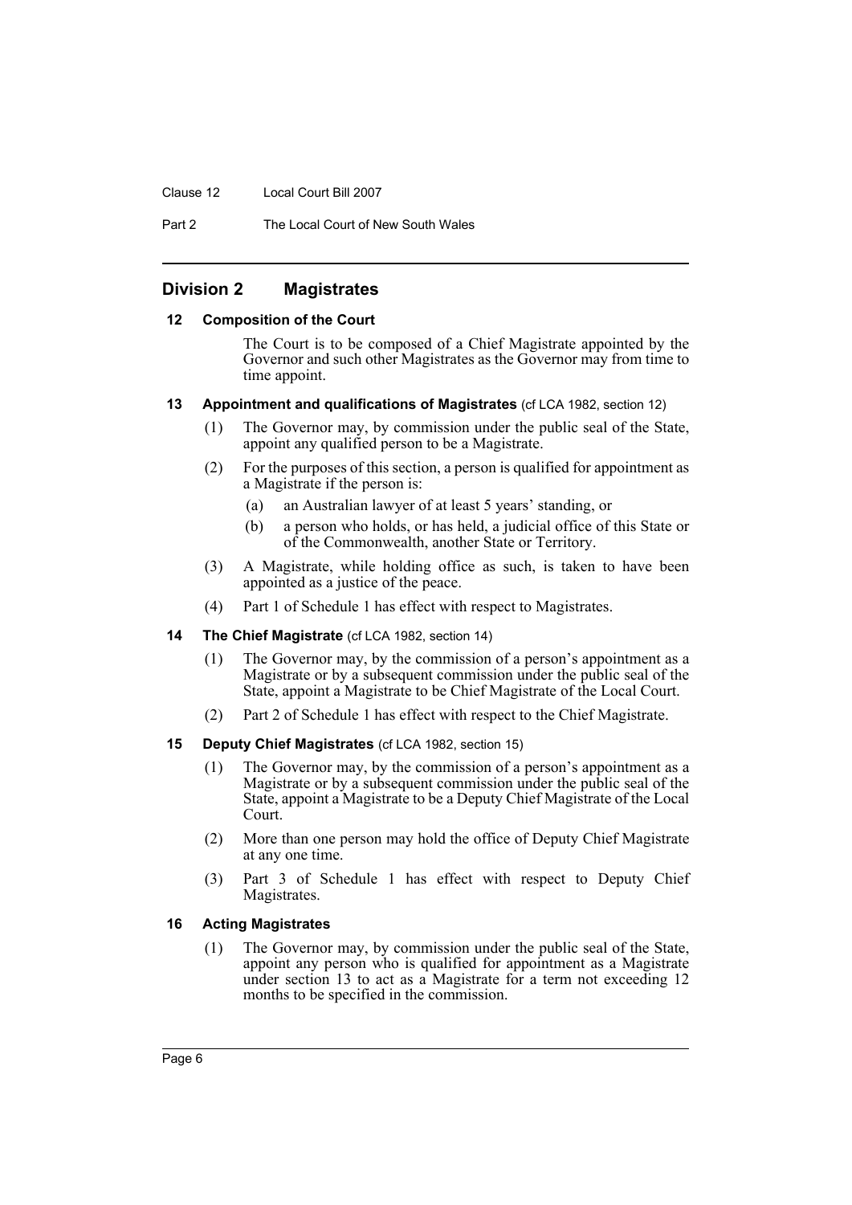## Division 2 Magistrates

### 12 Composition of the Court

The Court is to be composed of a Chief Magistrate appointed by the Governor and such other Magistrates as the Governor may from time to time appoint.

### 13 Appointment and qualifications of Magistrates (cf LCA 1982, section 12)

(1) The Governor may, by commission under the public seal of the State, appoint any qualified person to be a Magistrate.

(2) For the purposes of this section, a person is qualified for appointment as a Magistrate if the person is:

(a) an Australian lawyer of at least 5 years' standing, or

(b) a person who holds, or has held, a judicial office of this State or of the Commonwealth, another State or Territory.

(3) A Magistrate, while holding office as such, is taken to have been appointed as a justice of the peace.

(4) Part 1 of Schedule 1 has effect with respect to Magistrates.

### 14 The Chief Magistrate (cf LCA 1982, section 14)

(1) The Governor may, by the commission of a person's appointment as a Magistrate or by a subsequent commission under the public seal of the State, appoint a Magistrate to be Chief Magistrate of the Local Court.

(2) Part 2 of Schedule 1 has effect with respect to the Chief Magistrate.

### 15 Deputy Chief Magistrates (cf LCA 1982, section 15)

(1) The Governor may, by the commission of a person's appointment as a Magistrate or by a subsequent commission under the public seal of the State, appoint a Magistrate to be a Deputy Chief Magistrate of the Local Court.

(2) More than one person may hold the office of Deputy Chief Magistrate at any one time.

(3) Part 3 of Schedule 1 has effect with respect to Deputy Chief Magistrates.

### 16 Acting Magistrates

(1) The Governor may, by commission under the public seal of the State, appoint any person who is qualified for appointment as a Magistrate under section 13 to act as a Magistrate for a term not exceeding 12 months to be specified in the commission.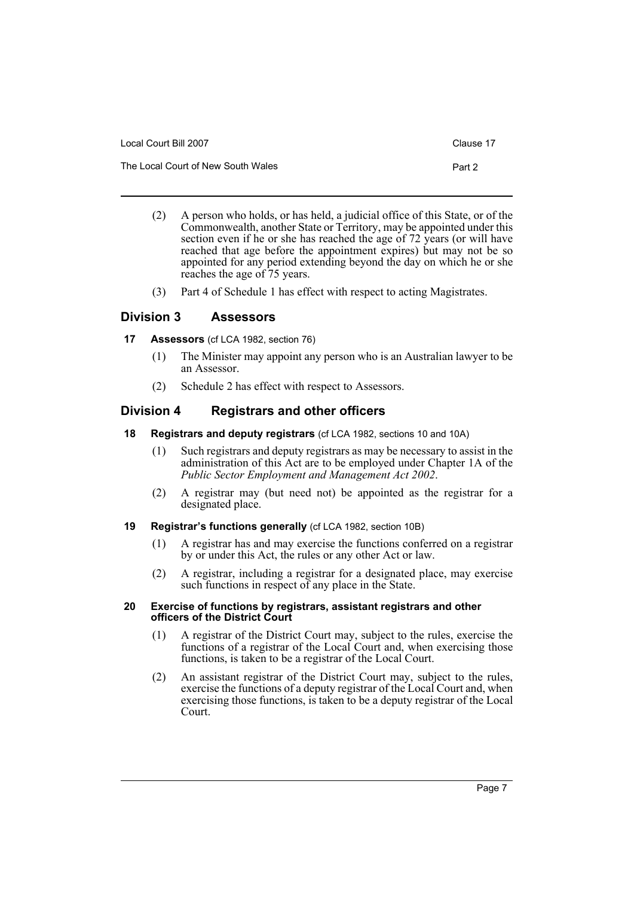(2) A person who holds, or has held, a judicial office of this State, or of the Commonwealth, another State or Territory, may be appointed under this section even if he or she has reached the age of 72 years (or will have reached that age before the appointment expires) but may not be so appointed for any period extending beyond the day on which he or she reaches the age of 75 years.

(3) Part 4 of Schedule 1 has effect with respect to acting Magistrates.

## Division 3 Assessors

**17 Assessors** (cf LCA 1982, section 76)

(1) The Minister may appoint any person who is an Australian lawyer to be an Assessor.

(2) Schedule 2 has effect with respect to Assessors.

## Division 4 Registrars and other officers

**18 Registrars and deputy registrars** (cf LCA 1982, sections 10 and 10A)

(1) Such registrars and deputy registrars as may be necessary to assist in the administration of this Act are to be employed under Chapter 1A of the *Public Sector Employment and Management Act 2002*.

(2) A registrar may (but need not) be appointed as the registrar for a designated place.

**19 Registrar's functions generally** (cf LCA 1982, section 10B)

(1) A registrar has and may exercise the functions conferred on a registrar by or under this Act, the rules or any other Act or law.

(2) A registrar, including a registrar for a designated place, may exercise such functions in respect of any place in the State.

**20 Exercise of functions by registrars, assistant registrars and other officers of the District Court**

(1) A registrar of the District Court may, subject to the rules, exercise the functions of a registrar of the Local Court and, when exercising those functions, is taken to be a registrar of the Local Court.

(2) An assistant registrar of the District Court may, subject to the rules, exercise the functions of a deputy registrar of the Local Court and, when exercising those functions, is taken to be a deputy registrar of the Local Court.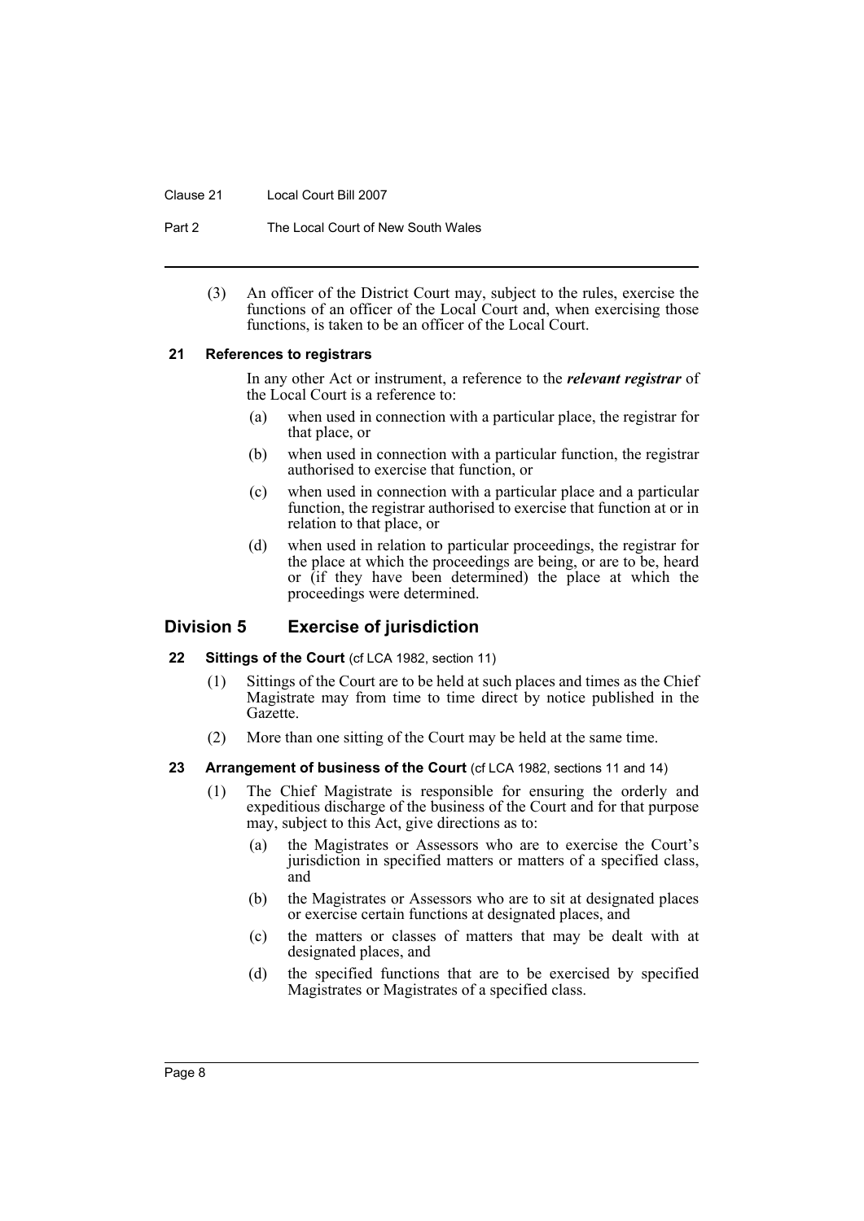(3) An officer of the District Court may, subject to the rules, exercise the functions of an officer of the Local Court and, when exercising those functions, is taken to be an officer of the Local Court.

#### 21 References to registrars

In any other Act or instrument, a reference to the ***relevant registrar*** of the Local Court is a reference to:

- (a) when used in connection with a particular place, the registrar for that place, or
- (b) when used in connection with a particular function, the registrar authorised to exercise that function, or
- (c) when used in connection with a particular place and a particular function, the registrar authorised to exercise that function at or in relation to that place, or
- (d) when used in relation to particular proceedings, the registrar for the place at which the proceedings are being, or are to be, heard or (if they have been determined) the place at which the proceedings were determined.

## Division 5 Exercise of jurisdiction

#### 22 Sittings of the Court (cf LCA 1982, section 11)

(1) Sittings of the Court are to be held at such places and times as the Chief Magistrate may from time to time direct by notice published in the Gazette.

(2) More than one sitting of the Court may be held at the same time.

#### 23 Arrangement of business of the Court (cf LCA 1982, sections 11 and 14)

(1) The Chief Magistrate is responsible for ensuring the orderly and expeditious discharge of the business of the Court and for that purpose may, subject to this Act, give directions as to:

- (a) the Magistrates or Assessors who are to exercise the Court's jurisdiction in specified matters or matters of a specified class, and
- (b) the Magistrates or Assessors who are to sit at designated places or exercise certain functions at designated places, and
- (c) the matters or classes of matters that may be dealt with at designated places, and
- (d) the specified functions that are to be exercised by specified Magistrates or Magistrates of a specified class.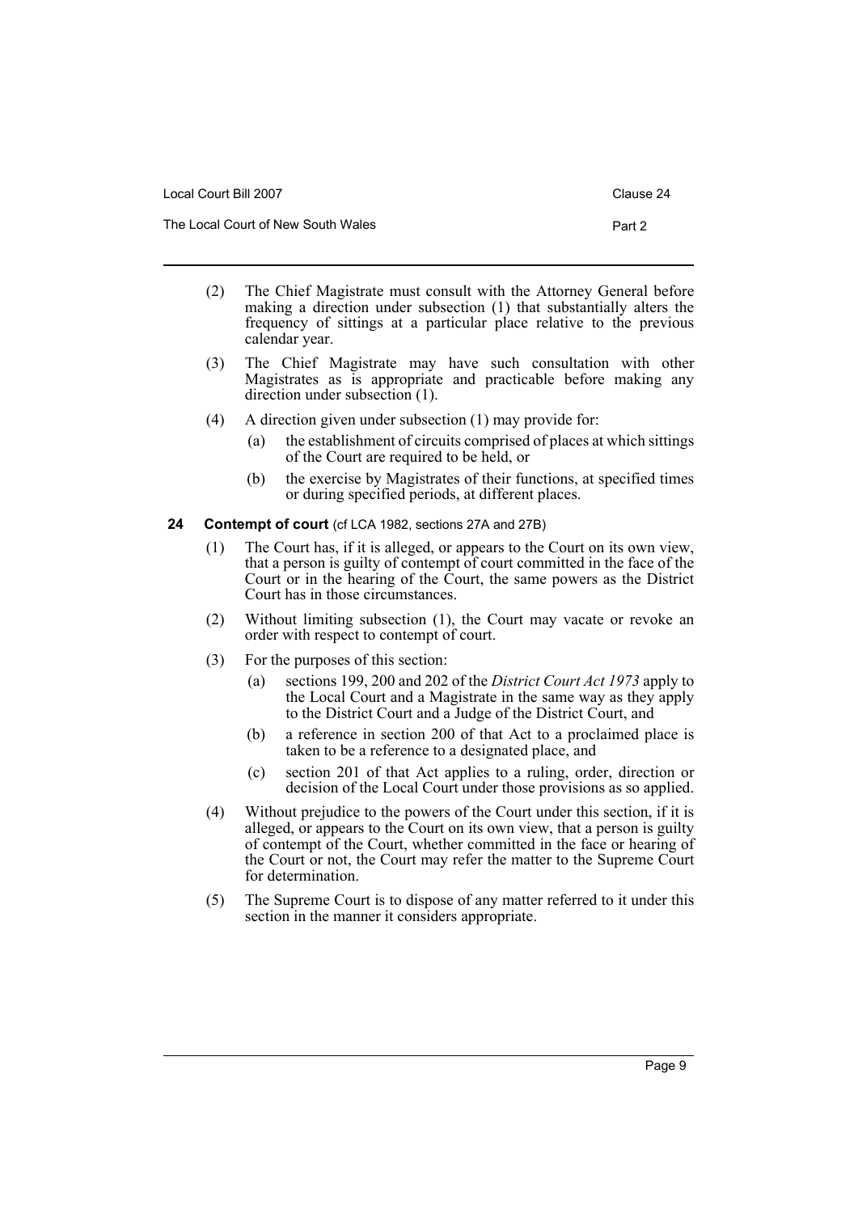(2) The Chief Magistrate must consult with the Attorney General before making a direction under subsection (1) that substantially alters the frequency of sittings at a particular place relative to the previous calendar year.

(3) The Chief Magistrate may have such consultation with other Magistrates as is appropriate and practicable before making any direction under subsection (1).

(4) A direction given under subsection (1) may provide for:

- (a) the establishment of circuits comprised of places at which sittings of the Court are required to be held, or
- (b) the exercise by Magistrates of their functions, at specified times or during specified periods, at different places.

### 24 Contempt of court (cf LCA 1982, sections 27A and 27B)

(1) The Court has, if it is alleged, or appears to the Court on its own view, that a person is guilty of contempt of court committed in the face of the Court or in the hearing of the Court, the same powers as the District Court has in those circumstances.

(2) Without limiting subsection (1), the Court may vacate or revoke an order with respect to contempt of court.

(3) For the purposes of this section:

- (a) sections 199, 200 and 202 of the *District Court Act 1973* apply to the Local Court and a Magistrate in the same way as they apply to the District Court and a Judge of the District Court, and
- (b) a reference in section 200 of that Act to a proclaimed place is taken to be a reference to a designated place, and
- (c) section 201 of that Act applies to a ruling, order, direction or decision of the Local Court under those provisions as so applied.

(4) Without prejudice to the powers of the Court under this section, if it is alleged, or appears to the Court on its own view, that a person is guilty of contempt of the Court, whether committed in the face or hearing of the Court or not, the Court may refer the matter to the Supreme Court for determination.

(5) The Supreme Court is to dispose of any matter referred to it under this section in the manner it considers appropriate.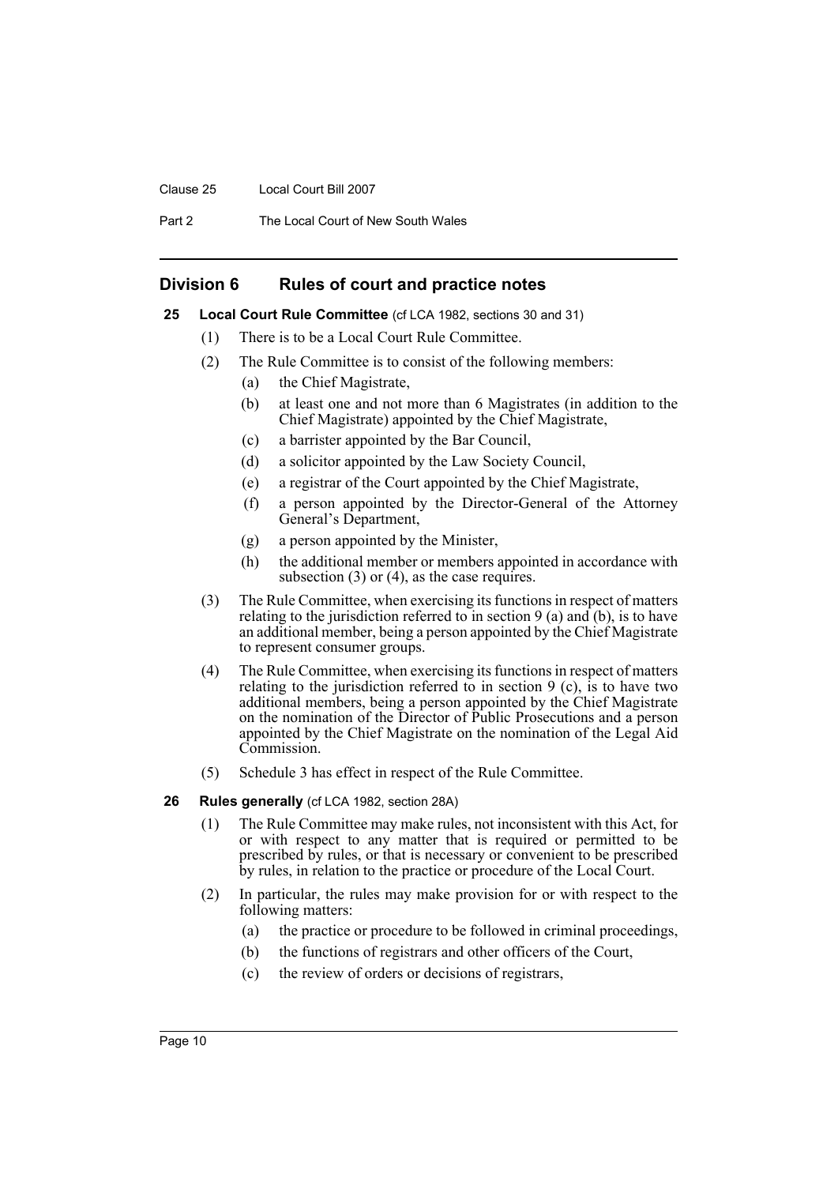## Division 6 Rules of court and practice notes

**25 Local Court Rule Committee** (cf LCA 1982, sections 30 and 31)

(1) There is to be a Local Court Rule Committee.

(2) The Rule Committee is to consist of the following members:

- (a) the Chief Magistrate,
- (b) at least one and not more than 6 Magistrates (in addition to the Chief Magistrate) appointed by the Chief Magistrate,
- (c) a barrister appointed by the Bar Council,
- (d) a solicitor appointed by the Law Society Council,
- (e) a registrar of the Court appointed by the Chief Magistrate,
- (f) a person appointed by the Director-General of the Attorney General's Department,
- (g) a person appointed by the Minister,
- (h) the additional member or members appointed in accordance with subsection (3) or (4), as the case requires.

(3) The Rule Committee, when exercising its functions in respect of matters relating to the jurisdiction referred to in section 9 (a) and (b), is to have an additional member, being a person appointed by the Chief Magistrate to represent consumer groups.

(4) The Rule Committee, when exercising its functions in respect of matters relating to the jurisdiction referred to in section 9 (c), is to have two additional members, being a person appointed by the Chief Magistrate on the nomination of the Director of Public Prosecutions and a person appointed by the Chief Magistrate on the nomination of the Legal Aid Commission.

(5) Schedule 3 has effect in respect of the Rule Committee.

**26 Rules generally** (cf LCA 1982, section 28A)

(1) The Rule Committee may make rules, not inconsistent with this Act, for or with respect to any matter that is required or permitted to be prescribed by rules, or that is necessary or convenient to be prescribed by rules, in relation to the practice or procedure of the Local Court.

(2) In particular, the rules may make provision for or with respect to the following matters:

- (a) the practice or procedure to be followed in criminal proceedings,
- (b) the functions of registrars and other officers of the Court,
- (c) the review of orders or decisions of registrars,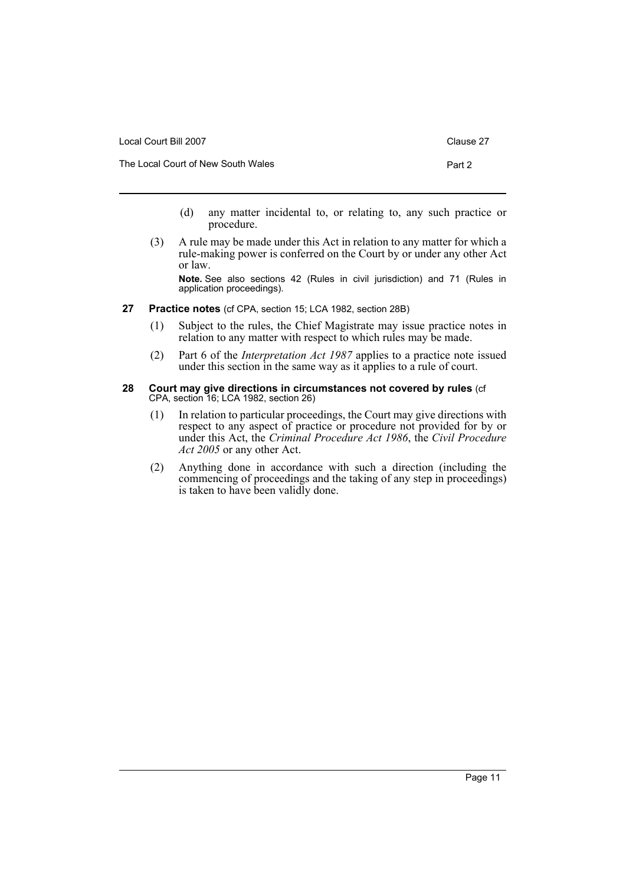(d) any matter incidental to, or relating to, any such practice or procedure.

(3) A rule may be made under this Act in relation to any matter for which a rule-making power is conferred on the Court by or under any other Act or law.

**Note.** See also sections 42 (Rules in civil jurisdiction) and 71 (Rules in application proceedings).

### 27 Practice notes (cf CPA, section 15; LCA 1982, section 28B)

(1) Subject to the rules, the Chief Magistrate may issue practice notes in relation to any matter with respect to which rules may be made.

(2) Part 6 of the *Interpretation Act 1987* applies to a practice note issued under this section in the same way as it applies to a rule of court.

### 28 Court may give directions in circumstances not covered by rules (cf CPA, section 16; LCA 1982, section 26)

(1) In relation to particular proceedings, the Court may give directions with respect to any aspect of practice or procedure not provided for by or under this Act, the *Criminal Procedure Act 1986*, the *Civil Procedure Act 2005* or any other Act.

(2) Anything done in accordance with such a direction (including the commencing of proceedings and the taking of any step in proceedings) is taken to have been validly done.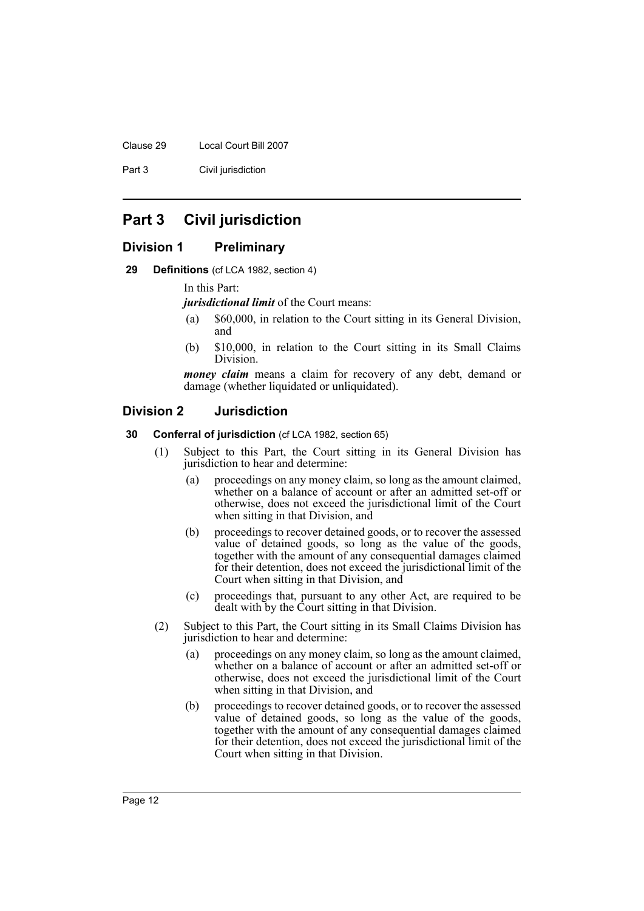# Part 3 Civil jurisdiction

## Division 1 Preliminary

### 29 Definitions (cf LCA 1982, section 4)

In this Part:

***jurisdictional limit*** of the Court means:

(a) \$60,000, in relation to the Court sitting in its General Division, and

(b) \$10,000, in relation to the Court sitting in its Small Claims Division.

***money claim*** means a claim for recovery of any debt, demand or damage (whether liquidated or unliquidated).

## Division 2 Jurisdiction

### 30 Conferral of jurisdiction (cf LCA 1982, section 65)

(1) Subject to this Part, the Court sitting in its General Division has jurisdiction to hear and determine:

(a) proceedings on any money claim, so long as the amount claimed, whether on a balance of account or after an admitted set-off or otherwise, does not exceed the jurisdictional limit of the Court when sitting in that Division, and

(b) proceedings to recover detained goods, or to recover the assessed value of detained goods, so long as the value of the goods, together with the amount of any consequential damages claimed for their detention, does not exceed the jurisdictional limit of the Court when sitting in that Division, and

(c) proceedings that, pursuant to any other Act, are required to be dealt with by the Court sitting in that Division.

(2) Subject to this Part, the Court sitting in its Small Claims Division has jurisdiction to hear and determine:

(a) proceedings on any money claim, so long as the amount claimed, whether on a balance of account or after an admitted set-off or otherwise, does not exceed the jurisdictional limit of the Court when sitting in that Division, and

(b) proceedings to recover detained goods, or to recover the assessed value of detained goods, so long as the value of the goods, together with the amount of any consequential damages claimed for their detention, does not exceed the jurisdictional limit of the Court when sitting in that Division.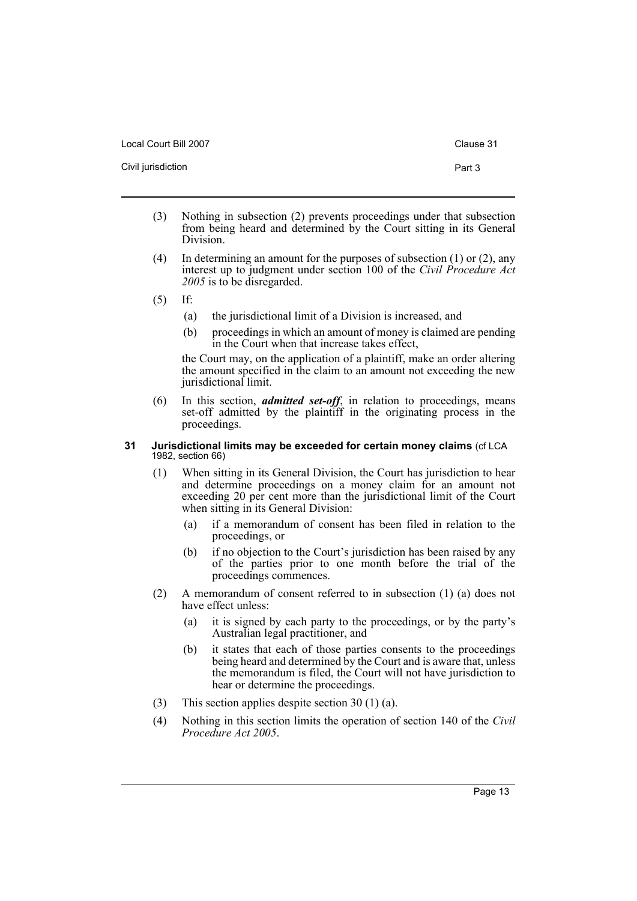(3) Nothing in subsection (2) prevents proceedings under that subsection from being heard and determined by the Court sitting in its General Division.

(4) In determining an amount for the purposes of subsection (1) or (2), any interest up to judgment under section 100 of the *Civil Procedure Act 2005* is to be disregarded.

(5) If:

- (a) the jurisdictional limit of a Division is increased, and
- (b) proceedings in which an amount of money is claimed are pending in the Court when that increase takes effect,

the Court may, on the application of a plaintiff, make an order altering the amount specified in the claim to an amount not exceeding the new jurisdictional limit.

(6) In this section, ***admitted set-off***, in relation to proceedings, means set-off admitted by the plaintiff in the originating process in the proceedings.

### 31 Jurisdictional limits may be exceeded for certain money claims (cf LCA 1982, section 66)

(1) When sitting in its General Division, the Court has jurisdiction to hear and determine proceedings on a money claim for an amount not exceeding 20 per cent more than the jurisdictional limit of the Court when sitting in its General Division:

- (a) if a memorandum of consent has been filed in relation to the proceedings, or
- (b) if no objection to the Court's jurisdiction has been raised by any of the parties prior to one month before the trial of the proceedings commences.

(2) A memorandum of consent referred to in subsection (1) (a) does not have effect unless:

- (a) it is signed by each party to the proceedings, or by the party's Australian legal practitioner, and
- (b) it states that each of those parties consents to the proceedings being heard and determined by the Court and is aware that, unless the memorandum is filed, the Court will not have jurisdiction to hear or determine the proceedings.

(3) This section applies despite section 30 (1) (a).

(4) Nothing in this section limits the operation of section 140 of the *Civil Procedure Act 2005*.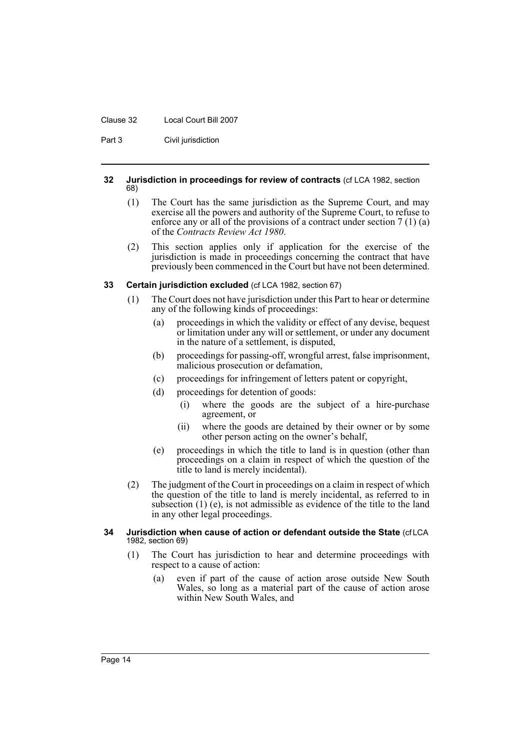#### 32 Jurisdiction in proceedings for review of contracts (cf LCA 1982, section 68)

(1) The Court has the same jurisdiction as the Supreme Court, and may exercise all the powers and authority of the Supreme Court, to refuse to enforce any or all of the provisions of a contract under section 7 (1) (a) of the *Contracts Review Act 1980*.

(2) This section applies only if application for the exercise of the jurisdiction is made in proceedings concerning the contract that have previously been commenced in the Court but have not been determined.

#### 33 Certain jurisdiction excluded (cf LCA 1982, section 67)

(1) The Court does not have jurisdiction under this Part to hear or determine any of the following kinds of proceedings:

- (a) proceedings in which the validity or effect of any devise, bequest or limitation under any will or settlement, or under any document in the nature of a settlement, is disputed,
- (b) proceedings for passing-off, wrongful arrest, false imprisonment, malicious prosecution or defamation,
- (c) proceedings for infringement of letters patent or copyright,
- (d) proceedings for detention of goods:
  - (i) where the goods are the subject of a hire-purchase agreement, or
  - (ii) where the goods are detained by their owner or by some other person acting on the owner's behalf,
- (e) proceedings in which the title to land is in question (other than proceedings on a claim in respect of which the question of the title to land is merely incidental).

(2) The judgment of the Court in proceedings on a claim in respect of which the question of the title to land is merely incidental, as referred to in subsection (1) (e), is not admissible as evidence of the title to the land in any other legal proceedings.

#### 34 Jurisdiction when cause of action or defendant outside the State (cf LCA 1982, section 69)

(1) The Court has jurisdiction to hear and determine proceedings with respect to a cause of action:

- (a) even if part of the cause of action arose outside New South Wales, so long as a material part of the cause of action arose within New South Wales, and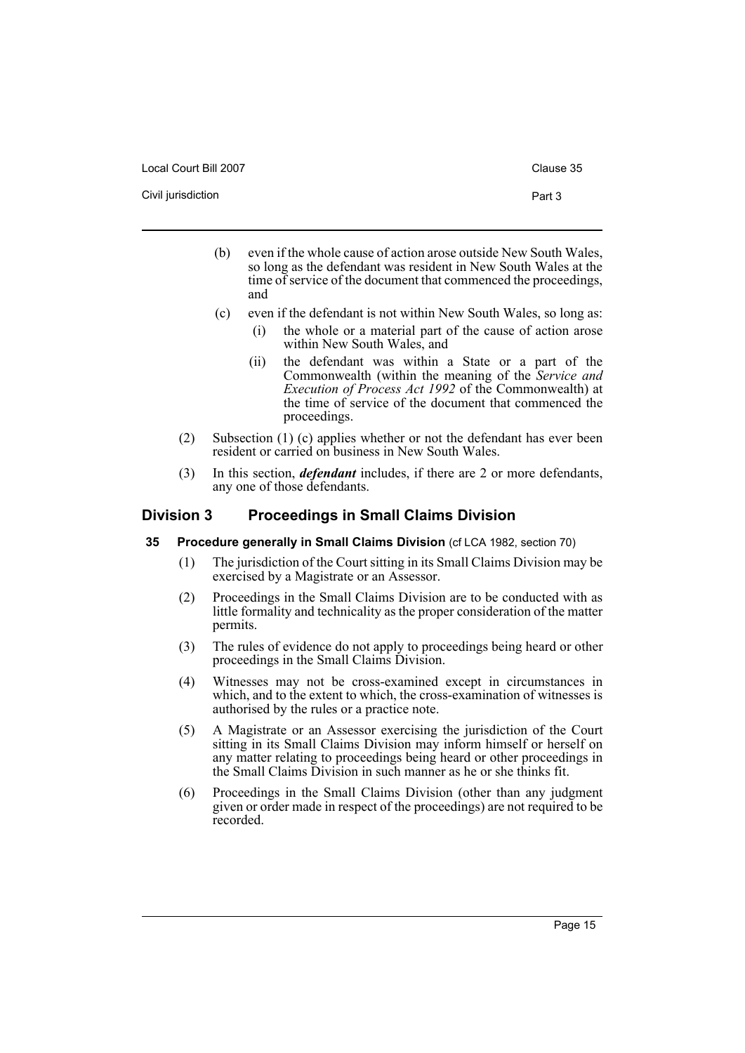(b) even if the whole cause of action arose outside New South Wales, so long as the defendant was resident in New South Wales at the time of service of the document that commenced the proceedings, and

(c) even if the defendant is not within New South Wales, so long as:

(i) the whole or a material part of the cause of action arose within New South Wales, and

(ii) the defendant was within a State or a part of the Commonwealth (within the meaning of the *Service and Execution of Process Act 1992* of the Commonwealth) at the time of service of the document that commenced the proceedings.

(2) Subsection (1) (c) applies whether or not the defendant has ever been resident or carried on business in New South Wales.

(3) In this section, ***defendant*** includes, if there are 2 or more defendants, any one of those defendants.

## Division 3 Proceedings in Small Claims Division

### 35 Procedure generally in Small Claims Division (cf LCA 1982, section 70)

(1) The jurisdiction of the Court sitting in its Small Claims Division may be exercised by a Magistrate or an Assessor.

(2) Proceedings in the Small Claims Division are to be conducted with as little formality and technicality as the proper consideration of the matter permits.

(3) The rules of evidence do not apply to proceedings being heard or other proceedings in the Small Claims Division.

(4) Witnesses may not be cross-examined except in circumstances in which, and to the extent to which, the cross-examination of witnesses is authorised by the rules or a practice note.

(5) A Magistrate or an Assessor exercising the jurisdiction of the Court sitting in its Small Claims Division may inform himself or herself on any matter relating to proceedings being heard or other proceedings in the Small Claims Division in such manner as he or she thinks fit.

(6) Proceedings in the Small Claims Division (other than any judgment given or order made in respect of the proceedings) are not required to be recorded.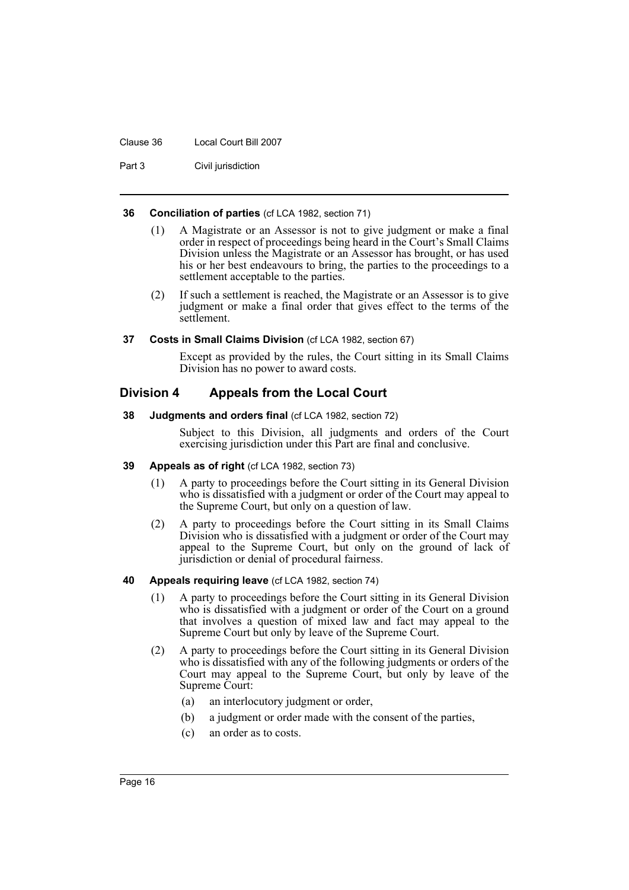#### 36 Conciliation of parties (cf LCA 1982, section 71)

(1) A Magistrate or an Assessor is not to give judgment or make a final order in respect of proceedings being heard in the Court's Small Claims Division unless the Magistrate or an Assessor has brought, or has used his or her best endeavours to bring, the parties to the proceedings to a settlement acceptable to the parties.

(2) If such a settlement is reached, the Magistrate or an Assessor is to give judgment or make a final order that gives effect to the terms of the settlement.

#### 37 Costs in Small Claims Division (cf LCA 1982, section 67)

Except as provided by the rules, the Court sitting in its Small Claims Division has no power to award costs.

## Division 4 Appeals from the Local Court

#### 38 Judgments and orders final (cf LCA 1982, section 72)

Subject to this Division, all judgments and orders of the Court exercising jurisdiction under this Part are final and conclusive.

#### 39 Appeals as of right (cf LCA 1982, section 73)

(1) A party to proceedings before the Court sitting in its General Division who is dissatisfied with a judgment or order of the Court may appeal to the Supreme Court, but only on a question of law.

(2) A party to proceedings before the Court sitting in its Small Claims Division who is dissatisfied with a judgment or order of the Court may appeal to the Supreme Court, but only on the ground of lack of jurisdiction or denial of procedural fairness.

#### 40 Appeals requiring leave (cf LCA 1982, section 74)

(1) A party to proceedings before the Court sitting in its General Division who is dissatisfied with a judgment or order of the Court on a ground that involves a question of mixed law and fact may appeal to the Supreme Court but only by leave of the Supreme Court.

(2) A party to proceedings before the Court sitting in its General Division who is dissatisfied with any of the following judgments or orders of the Court may appeal to the Supreme Court, but only by leave of the Supreme Court:

(a) an interlocutory judgment or order,

(b) a judgment or order made with the consent of the parties,

(c) an order as to costs.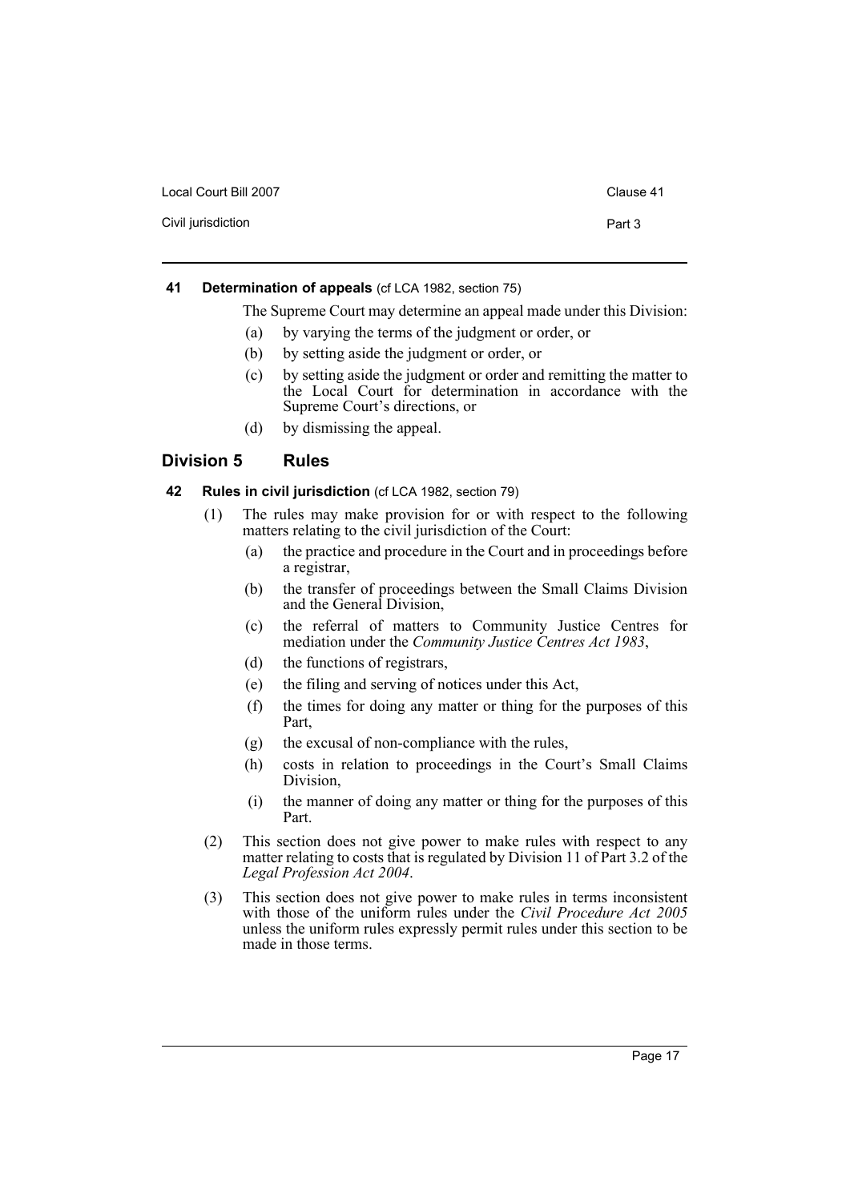#### 41 Determination of appeals (cf LCA 1982, section 75)

The Supreme Court may determine an appeal made under this Division:

(a) by varying the terms of the judgment or order, or

(b) by setting aside the judgment or order, or

(c) by setting aside the judgment or order and remitting the matter to the Local Court for determination in accordance with the Supreme Court's directions, or

(d) by dismissing the appeal.

### Division 5 Rules

#### 42 Rules in civil jurisdiction (cf LCA 1982, section 79)

(1) The rules may make provision for or with respect to the following matters relating to the civil jurisdiction of the Court:

(a) the practice and procedure in the Court and in proceedings before a registrar,

(b) the transfer of proceedings between the Small Claims Division and the General Division,

(c) the referral of matters to Community Justice Centres for mediation under the *Community Justice Centres Act 1983*,

(d) the functions of registrars,

(e) the filing and serving of notices under this Act,

(f) the times for doing any matter or thing for the purposes of this Part,

(g) the excusal of non-compliance with the rules,

(h) costs in relation to proceedings in the Court's Small Claims Division,

(i) the manner of doing any matter or thing for the purposes of this Part.

(2) This section does not give power to make rules with respect to any matter relating to costs that is regulated by Division 11 of Part 3.2 of the *Legal Profession Act 2004*.

(3) This section does not give power to make rules in terms inconsistent with those of the uniform rules under the *Civil Procedure Act 2005* unless the uniform rules expressly permit rules under this section to be made in those terms.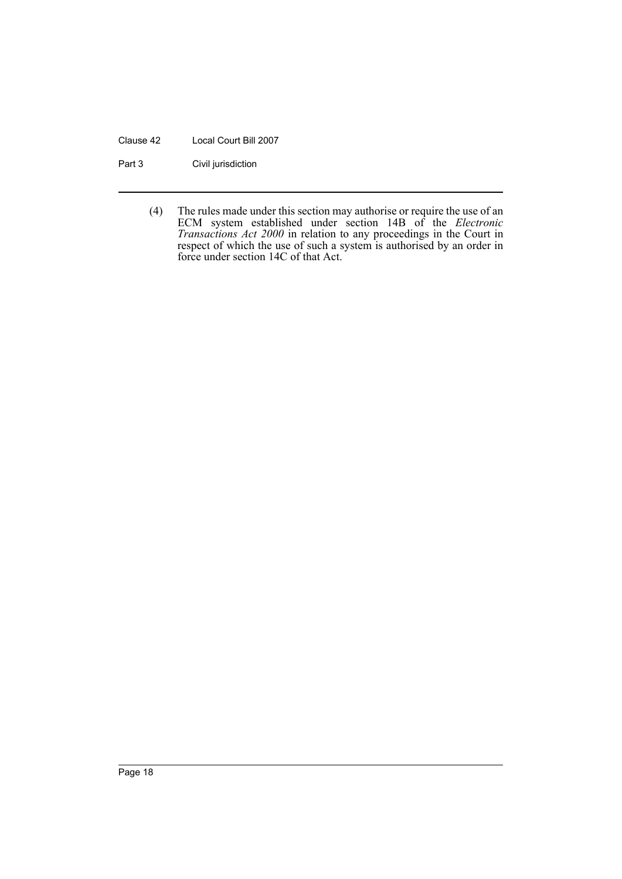(4) The rules made under this section may authorise or require the use of an ECM system established under section 14B of the *Electronic Transactions Act 2000* in relation to any proceedings in the Court in respect of which the use of such a system is authorised by an order in force under section 14C of that Act.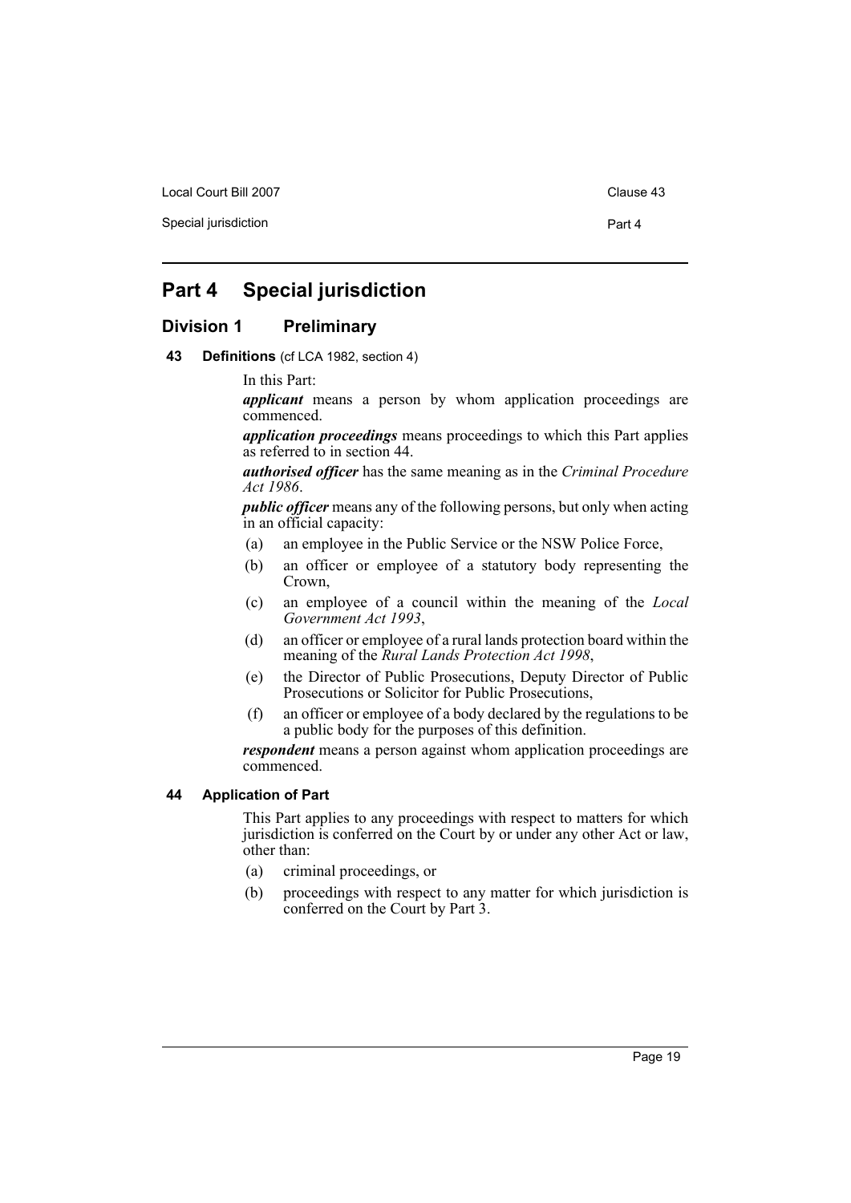# Part 4 Special jurisdiction

## Division 1 Preliminary

### 43 Definitions (cf LCA 1982, section 4)

In this Part:

***applicant*** means a person by whom application proceedings are commenced.

***application proceedings*** means proceedings to which this Part applies as referred to in section 44.

***authorised officer*** has the same meaning as in the *Criminal Procedure Act 1986*.

***public officer*** means any of the following persons, but only when acting in an official capacity:

- (a) an employee in the Public Service or the NSW Police Force,
- (b) an officer or employee of a statutory body representing the Crown,
- (c) an employee of a council within the meaning of the *Local Government Act 1993*,
- (d) an officer or employee of a rural lands protection board within the meaning of the *Rural Lands Protection Act 1998*,
- (e) the Director of Public Prosecutions, Deputy Director of Public Prosecutions or Solicitor for Public Prosecutions,
- (f) an officer or employee of a body declared by the regulations to be a public body for the purposes of this definition.

***respondent*** means a person against whom application proceedings are commenced.

### 44 Application of Part

This Part applies to any proceedings with respect to matters for which jurisdiction is conferred on the Court by or under any other Act or law, other than:

- (a) criminal proceedings, or
- (b) proceedings with respect to any matter for which jurisdiction is conferred on the Court by Part 3.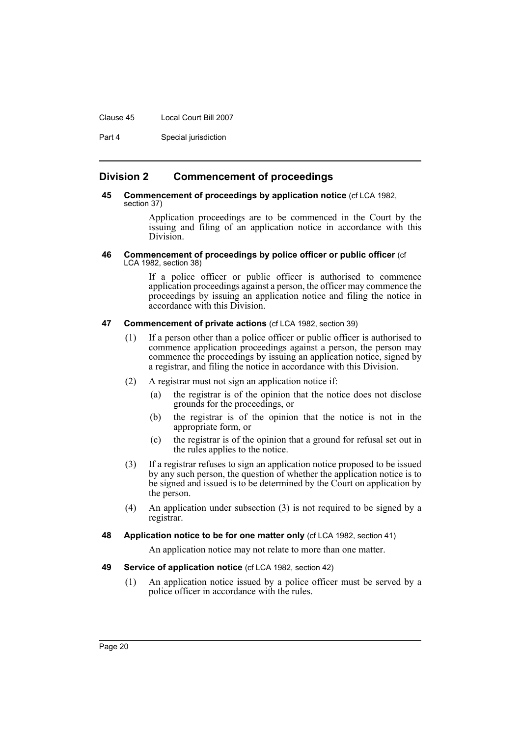## Division 2 Commencement of proceedings

**45 Commencement of proceedings by application notice** (cf LCA 1982, section 37)

Application proceedings are to be commenced in the Court by the issuing and filing of an application notice in accordance with this Division.

**46 Commencement of proceedings by police officer or public officer** (cf LCA 1982, section 38)

If a police officer or public officer is authorised to commence application proceedings against a person, the officer may commence the proceedings by issuing an application notice and filing the notice in accordance with this Division.

**47 Commencement of private actions** (cf LCA 1982, section 39)

(1) If a person other than a police officer or public officer is authorised to commence application proceedings against a person, the person may commence the proceedings by issuing an application notice, signed by a registrar, and filing the notice in accordance with this Division.

(2) A registrar must not sign an application notice if:

- (a) the registrar is of the opinion that the notice does not disclose grounds for the proceedings, or
- (b) the registrar is of the opinion that the notice is not in the appropriate form, or
- (c) the registrar is of the opinion that a ground for refusal set out in the rules applies to the notice.

(3) If a registrar refuses to sign an application notice proposed to be issued by any such person, the question of whether the application notice is to be signed and issued is to be determined by the Court on application by the person.

(4) An application under subsection (3) is not required to be signed by a registrar.

**48 Application notice to be for one matter only** (cf LCA 1982, section 41)

An application notice may not relate to more than one matter.

**49 Service of application notice** (cf LCA 1982, section 42)

(1) An application notice issued by a police officer must be served by a police officer in accordance with the rules.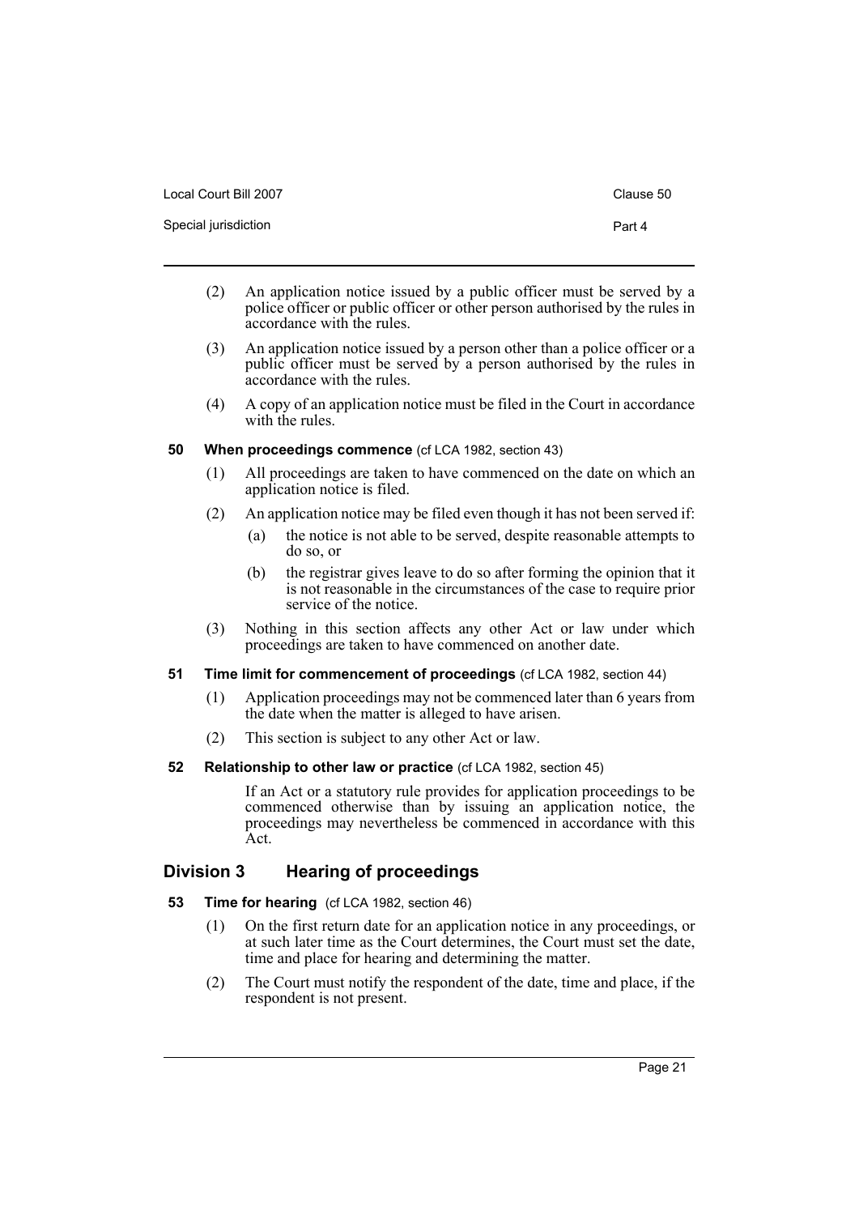(2) An application notice issued by a public officer must be served by a police officer or public officer or other person authorised by the rules in accordance with the rules.

(3) An application notice issued by a person other than a police officer or a public officer must be served by a person authorised by the rules in accordance with the rules.

(4) A copy of an application notice must be filed in the Court in accordance with the rules.

### 50 When proceedings commence (cf LCA 1982, section 43)

(1) All proceedings are taken to have commenced on the date on which an application notice is filed.

(2) An application notice may be filed even though it has not been served if:

- (a) the notice is not able to be served, despite reasonable attempts to do so, or
- (b) the registrar gives leave to do so after forming the opinion that it is not reasonable in the circumstances of the case to require prior service of the notice.

(3) Nothing in this section affects any other Act or law under which proceedings are taken to have commenced on another date.

### 51 Time limit for commencement of proceedings (cf LCA 1982, section 44)

(1) Application proceedings may not be commenced later than 6 years from the date when the matter is alleged to have arisen.

(2) This section is subject to any other Act or law.

### 52 Relationship to other law or practice (cf LCA 1982, section 45)

If an Act or a statutory rule provides for application proceedings to be commenced otherwise than by issuing an application notice, the proceedings may nevertheless be commenced in accordance with this Act.

## Division 3 Hearing of proceedings

### 53 Time for hearing (cf LCA 1982, section 46)

(1) On the first return date for an application notice in any proceedings, or at such later time as the Court determines, the Court must set the date, time and place for hearing and determining the matter.

(2) The Court must notify the respondent of the date, time and place, if the respondent is not present.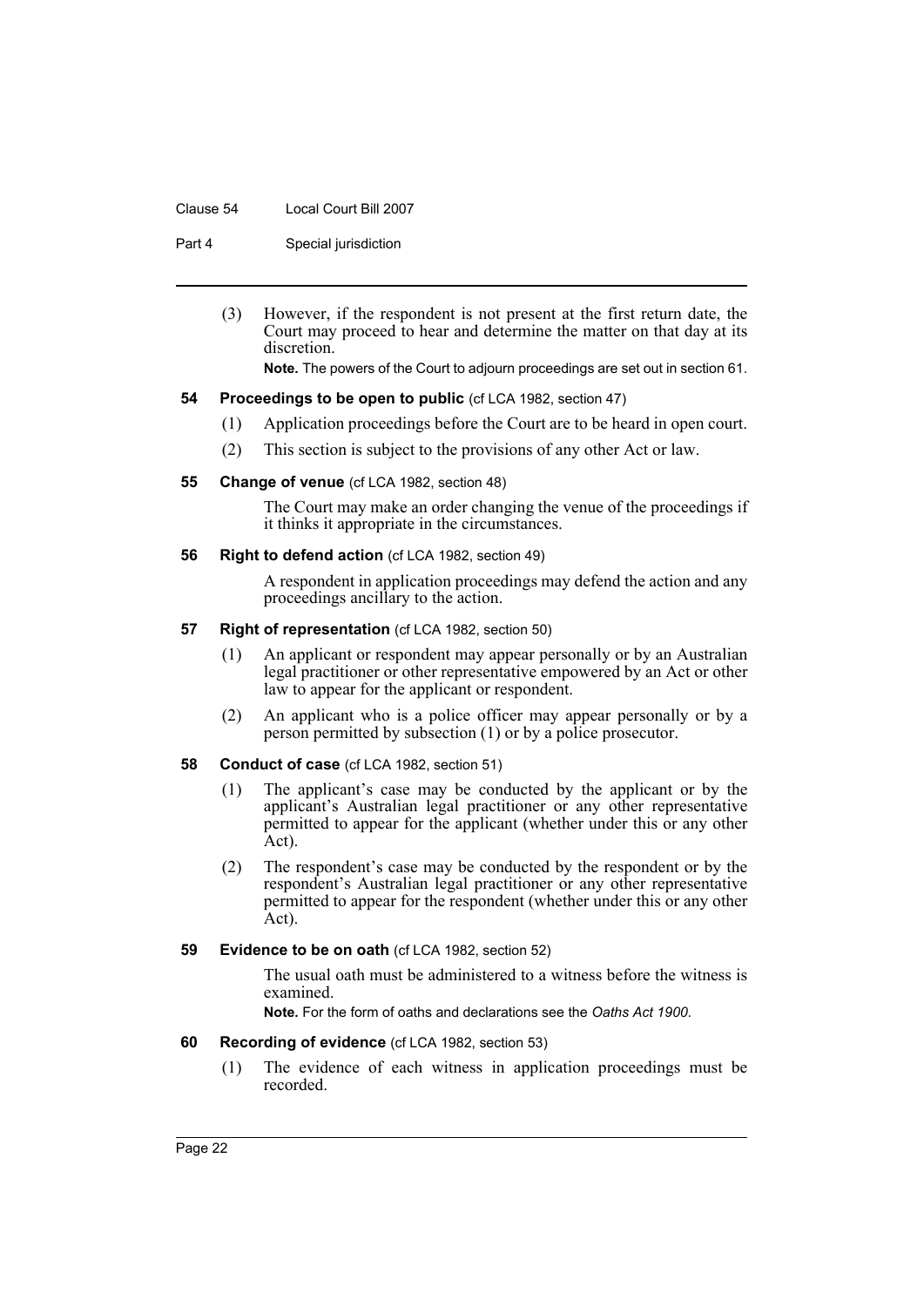(3) However, if the respondent is not present at the first return date, the Court may proceed to hear and determine the matter on that day at its discretion.

**Note.** The powers of the Court to adjourn proceedings are set out in section 61.

### 54 Proceedings to be open to public (cf LCA 1982, section 47)

(1) Application proceedings before the Court are to be heard in open court.

(2) This section is subject to the provisions of any other Act or law.

### 55 Change of venue (cf LCA 1982, section 48)

The Court may make an order changing the venue of the proceedings if it thinks it appropriate in the circumstances.

### 56 Right to defend action (cf LCA 1982, section 49)

A respondent in application proceedings may defend the action and any proceedings ancillary to the action.

### 57 Right of representation (cf LCA 1982, section 50)

(1) An applicant or respondent may appear personally or by an Australian legal practitioner or other representative empowered by an Act or other law to appear for the applicant or respondent.

(2) An applicant who is a police officer may appear personally or by a person permitted by subsection (1) or by a police prosecutor.

### 58 Conduct of case (cf LCA 1982, section 51)

(1) The applicant's case may be conducted by the applicant or by the applicant's Australian legal practitioner or any other representative permitted to appear for the applicant (whether under this or any other Act).

(2) The respondent's case may be conducted by the respondent or by the respondent's Australian legal practitioner or any other representative permitted to appear for the respondent (whether under this or any other Act).

### 59 Evidence to be on oath (cf LCA 1982, section 52)

The usual oath must be administered to a witness before the witness is examined.

**Note.** For the form of oaths and declarations see the *Oaths Act 1900*.

### 60 Recording of evidence (cf LCA 1982, section 53)

(1) The evidence of each witness in application proceedings must be recorded.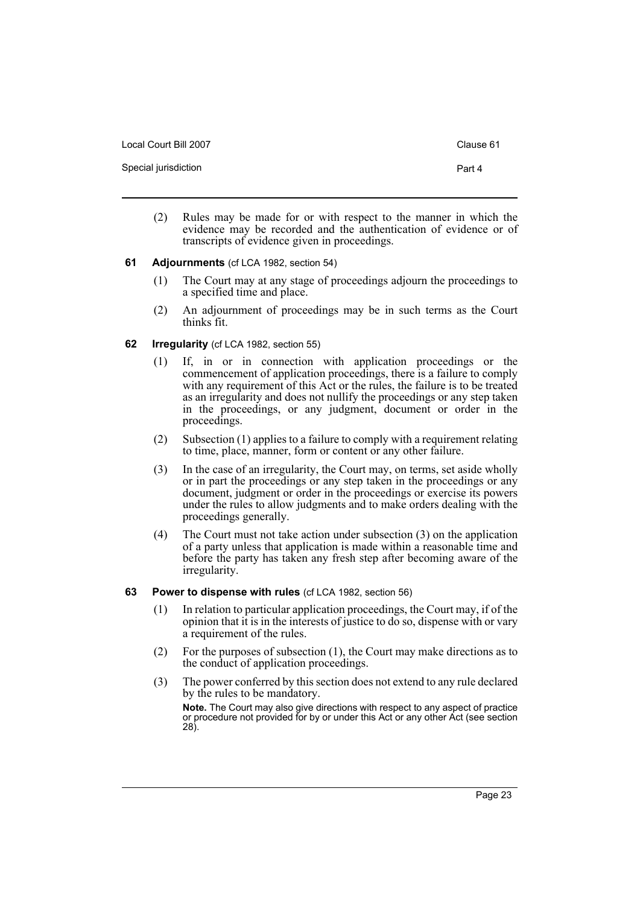(2) Rules may be made for or with respect to the manner in which the evidence may be recorded and the authentication of evidence or of transcripts of evidence given in proceedings.

**61 Adjournments** (cf LCA 1982, section 54)

(1) The Court may at any stage of proceedings adjourn the proceedings to a specified time and place.

(2) An adjournment of proceedings may be in such terms as the Court thinks fit.

**62 Irregularity** (cf LCA 1982, section 55)

(1) If, in or in connection with application proceedings or the commencement of application proceedings, there is a failure to comply with any requirement of this Act or the rules, the failure is to be treated as an irregularity and does not nullify the proceedings or any step taken in the proceedings, or any judgment, document or order in the proceedings.

(2) Subsection (1) applies to a failure to comply with a requirement relating to time, place, manner, form or content or any other failure.

(3) In the case of an irregularity, the Court may, on terms, set aside wholly or in part the proceedings or any step taken in the proceedings or any document, judgment or order in the proceedings or exercise its powers under the rules to allow judgments and to make orders dealing with the proceedings generally.

(4) The Court must not take action under subsection (3) on the application of a party unless that application is made within a reasonable time and before the party has taken any fresh step after becoming aware of the irregularity.

**63 Power to dispense with rules** (cf LCA 1982, section 56)

(1) In relation to particular application proceedings, the Court may, if of the opinion that it is in the interests of justice to do so, dispense with or vary a requirement of the rules.

(2) For the purposes of subsection (1), the Court may make directions as to the conduct of application proceedings.

(3) The power conferred by this section does not extend to any rule declared by the rules to be mandatory.

**Note.** The Court may also give directions with respect to any aspect of practice or procedure not provided for by or under this Act or any other Act (see section 28).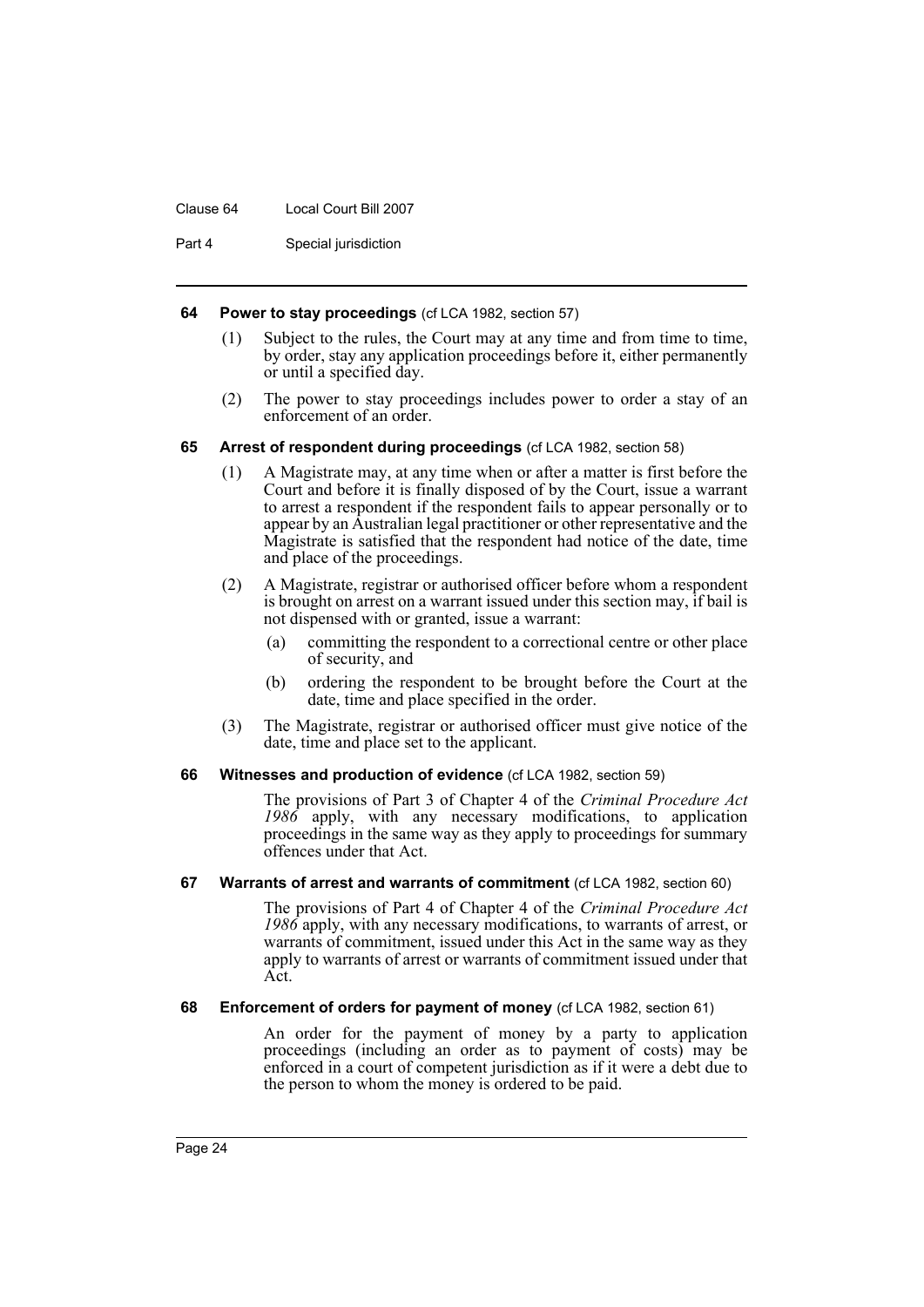#### 64 Power to stay proceedings (cf LCA 1982, section 57)

(1) Subject to the rules, the Court may at any time and from time to time, by order, stay any application proceedings before it, either permanently or until a specified day.

(2) The power to stay proceedings includes power to order a stay of an enforcement of an order.

#### 65 Arrest of respondent during proceedings (cf LCA 1982, section 58)

(1) A Magistrate may, at any time when or after a matter is first before the Court and before it is finally disposed of by the Court, issue a warrant to arrest a respondent if the respondent fails to appear personally or to appear by an Australian legal practitioner or other representative and the Magistrate is satisfied that the respondent had notice of the date, time and place of the proceedings.

(2) A Magistrate, registrar or authorised officer before whom a respondent is brought on arrest on a warrant issued under this section may, if bail is not dispensed with or granted, issue a warrant:

- (a) committing the respondent to a correctional centre or other place of security, and
- (b) ordering the respondent to be brought before the Court at the date, time and place specified in the order.

(3) The Magistrate, registrar or authorised officer must give notice of the date, time and place set to the applicant.

#### 66 Witnesses and production of evidence (cf LCA 1982, section 59)

The provisions of Part 3 of Chapter 4 of the *Criminal Procedure Act 1986* apply, with any necessary modifications, to application proceedings in the same way as they apply to proceedings for summary offences under that Act.

#### 67 Warrants of arrest and warrants of commitment (cf LCA 1982, section 60)

The provisions of Part 4 of Chapter 4 of the *Criminal Procedure Act 1986* apply, with any necessary modifications, to warrants of arrest, or warrants of commitment, issued under this Act in the same way as they apply to warrants of arrest or warrants of commitment issued under that Act.

#### 68 Enforcement of orders for payment of money (cf LCA 1982, section 61)

An order for the payment of money by a party to application proceedings (including an order as to payment of costs) may be enforced in a court of competent jurisdiction as if it were a debt due to the person to whom the money is ordered to be paid.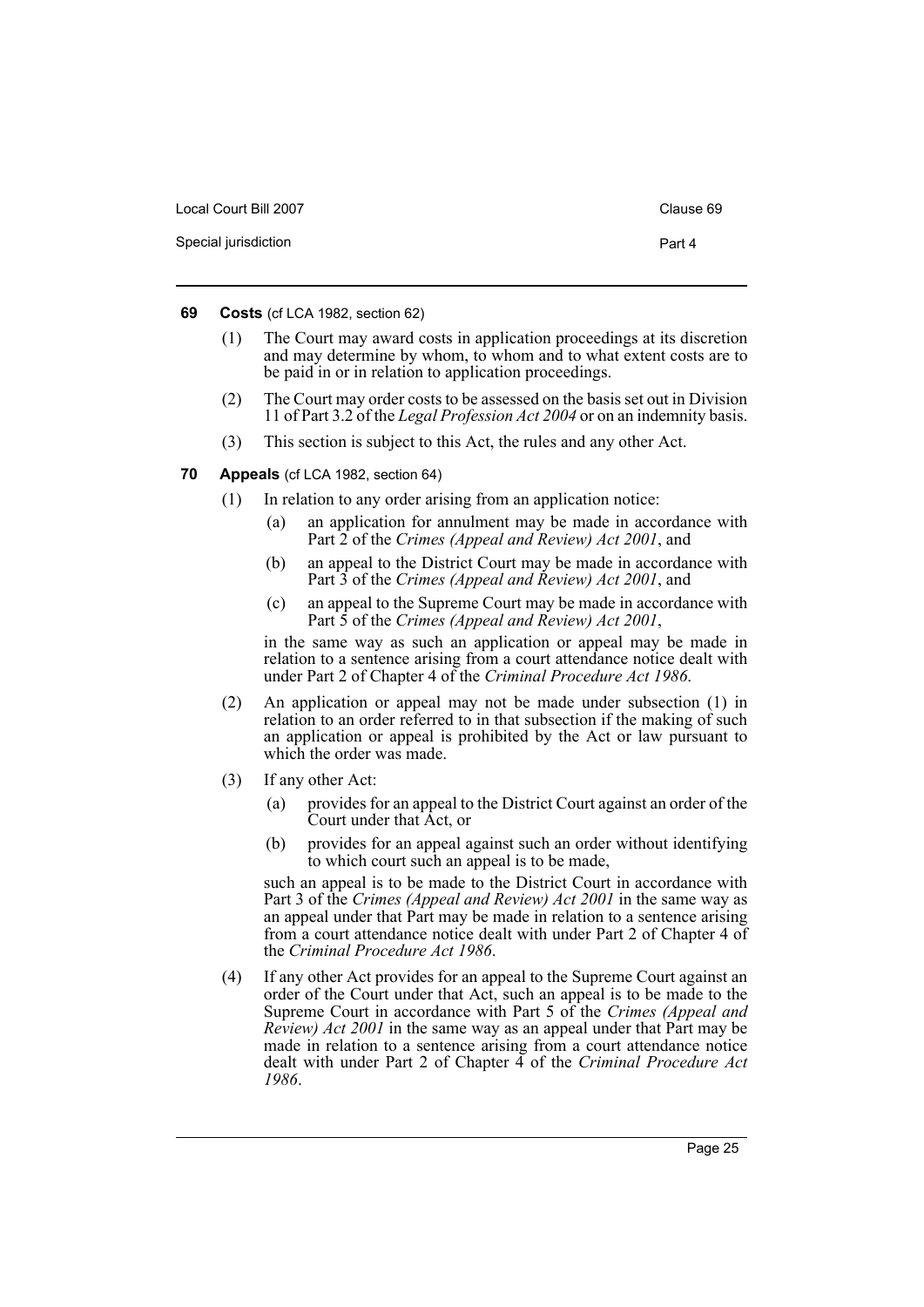### 69 Costs (cf LCA 1982, section 62)

(1) The Court may award costs in application proceedings at its discretion and may determine by whom, to whom and to what extent costs are to be paid in or in relation to application proceedings.

(2) The Court may order costs to be assessed on the basis set out in Division 11 of Part 3.2 of the *Legal Profession Act 2004* or on an indemnity basis.

(3) This section is subject to this Act, the rules and any other Act.

### 70 Appeals (cf LCA 1982, section 64)

(1) In relation to any order arising from an application notice:

- (a) an application for annulment may be made in accordance with Part 2 of the *Crimes (Appeal and Review) Act 2001*, and
- (b) an appeal to the District Court may be made in accordance with Part 3 of the *Crimes (Appeal and Review) Act 2001*, and
- (c) an appeal to the Supreme Court may be made in accordance with Part 5 of the *Crimes (Appeal and Review) Act 2001*,

in the same way as such an application or appeal may be made in relation to a sentence arising from a court attendance notice dealt with under Part 2 of Chapter 4 of the *Criminal Procedure Act 1986*.

(2) An application or appeal may not be made under subsection (1) in relation to an order referred to in that subsection if the making of such an application or appeal is prohibited by the Act or law pursuant to which the order was made.

(3) If any other Act:

- (a) provides for an appeal to the District Court against an order of the Court under that Act, or
- (b) provides for an appeal against such an order without identifying to which court such an appeal is to be made,

such an appeal is to be made to the District Court in accordance with Part 3 of the *Crimes (Appeal and Review) Act 2001* in the same way as an appeal under that Part may be made in relation to a sentence arising from a court attendance notice dealt with under Part 2 of Chapter 4 of the *Criminal Procedure Act 1986*.

(4) If any other Act provides for an appeal to the Supreme Court against an order of the Court under that Act, such an appeal is to be made to the Supreme Court in accordance with Part 5 of the *Crimes (Appeal and Review) Act 2001* in the same way as an appeal under that Part may be made in relation to a sentence arising from a court attendance notice dealt with under Part 2 of Chapter 4 of the *Criminal Procedure Act 1986*.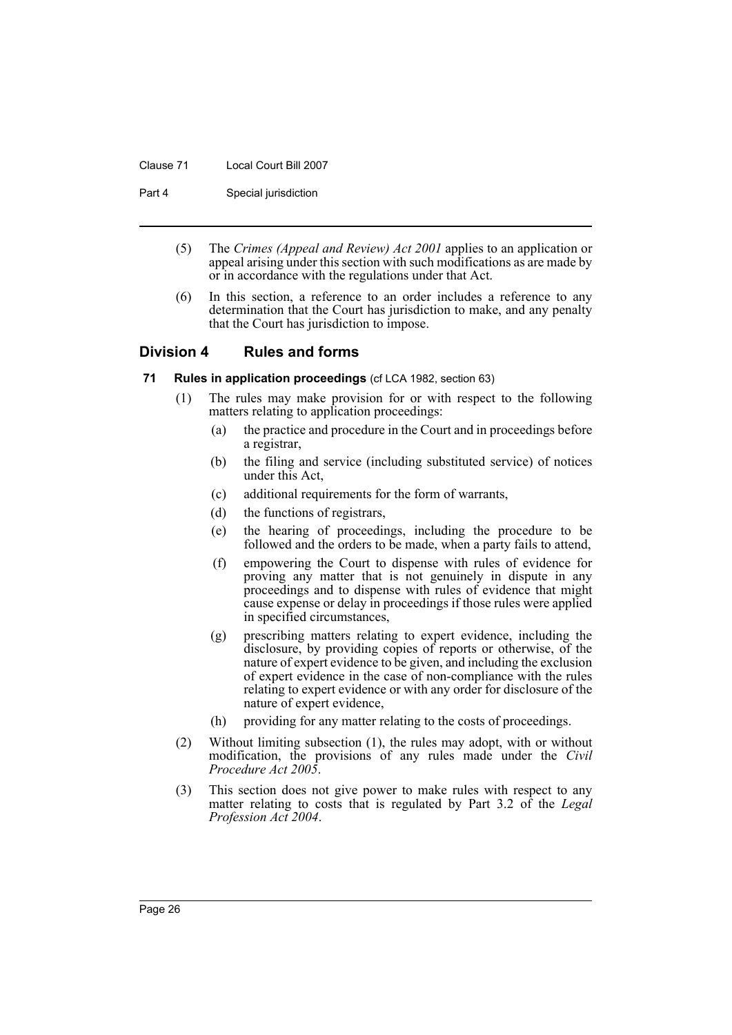(5) The *Crimes (Appeal and Review) Act 2001* applies to an application or appeal arising under this section with such modifications as are made by or in accordance with the regulations under that Act.

(6) In this section, a reference to an order includes a reference to any determination that the Court has jurisdiction to make, and any penalty that the Court has jurisdiction to impose.

## Division 4 Rules and forms

### 71 Rules in application proceedings (cf LCA 1982, section 63)

(1) The rules may make provision for or with respect to the following matters relating to application proceedings:

- (a) the practice and procedure in the Court and in proceedings before a registrar,
- (b) the filing and service (including substituted service) of notices under this Act,
- (c) additional requirements for the form of warrants,
- (d) the functions of registrars,
- (e) the hearing of proceedings, including the procedure to be followed and the orders to be made, when a party fails to attend,
- (f) empowering the Court to dispense with rules of evidence for proving any matter that is not genuinely in dispute in any proceedings and to dispense with rules of evidence that might cause expense or delay in proceedings if those rules were applied in specified circumstances,
- (g) prescribing matters relating to expert evidence, including the disclosure, by providing copies of reports or otherwise, of the nature of expert evidence to be given, and including the exclusion of expert evidence in the case of non-compliance with the rules relating to expert evidence or with any order for disclosure of the nature of expert evidence,
- (h) providing for any matter relating to the costs of proceedings.

(2) Without limiting subsection (1), the rules may adopt, with or without modification, the provisions of any rules made under the *Civil Procedure Act 2005*.

(3) This section does not give power to make rules with respect to any matter relating to costs that is regulated by Part 3.2 of the *Legal Profession Act 2004*.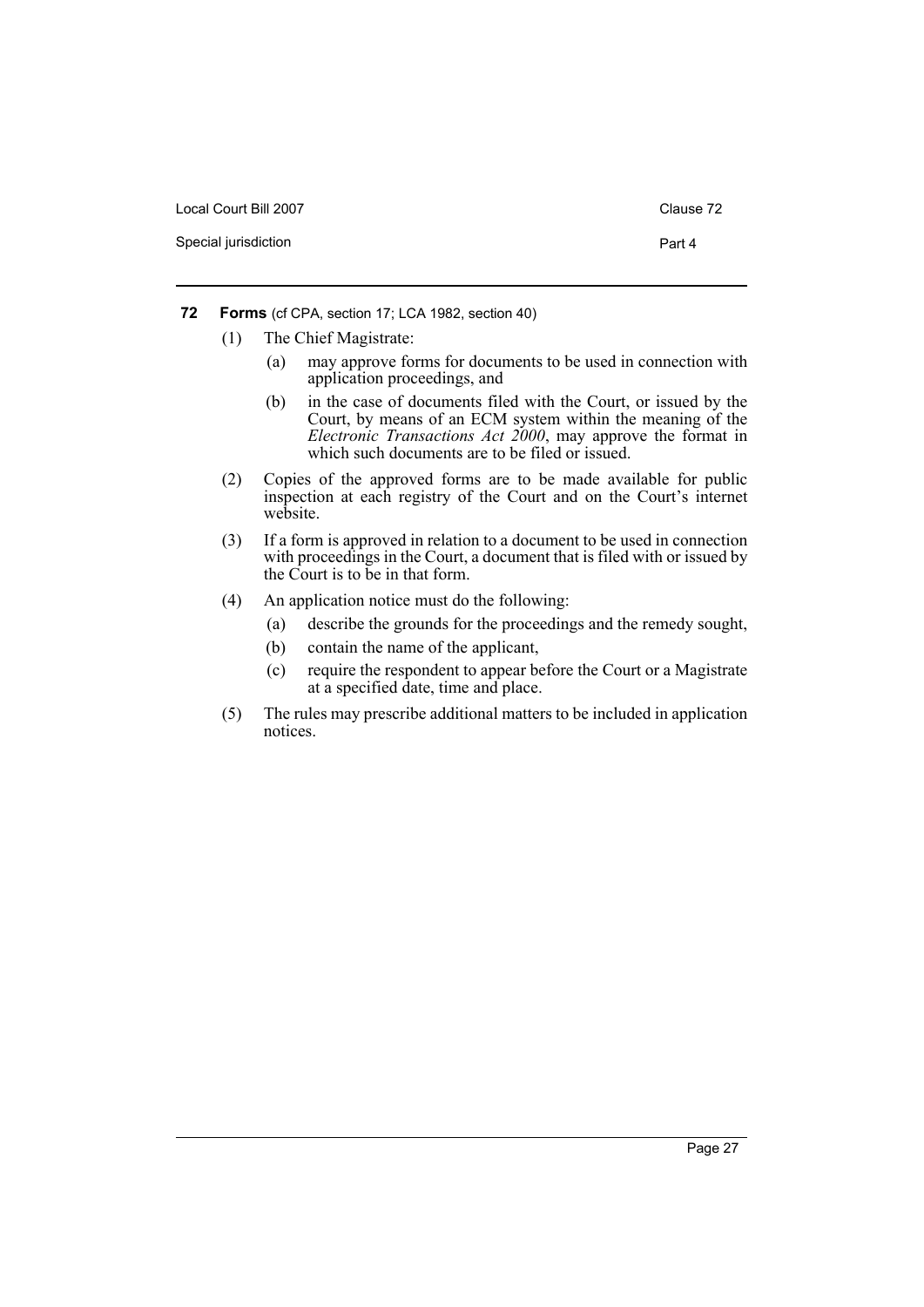## 72 Forms (cf CPA, section 17; LCA 1982, section 40)

(1) The Chief Magistrate:

- (a) may approve forms for documents to be used in connection with application proceedings, and
- (b) in the case of documents filed with the Court, or issued by the Court, by means of an ECM system within the meaning of the *Electronic Transactions Act 2000*, may approve the format in which such documents are to be filed or issued.

(2) Copies of the approved forms are to be made available for public inspection at each registry of the Court and on the Court's internet website.

(3) If a form is approved in relation to a document to be used in connection with proceedings in the Court, a document that is filed with or issued by the Court is to be in that form.

(4) An application notice must do the following:

- (a) describe the grounds for the proceedings and the remedy sought,
- (b) contain the name of the applicant,
- (c) require the respondent to appear before the Court or a Magistrate at a specified date, time and place.

(5) The rules may prescribe additional matters to be included in application notices.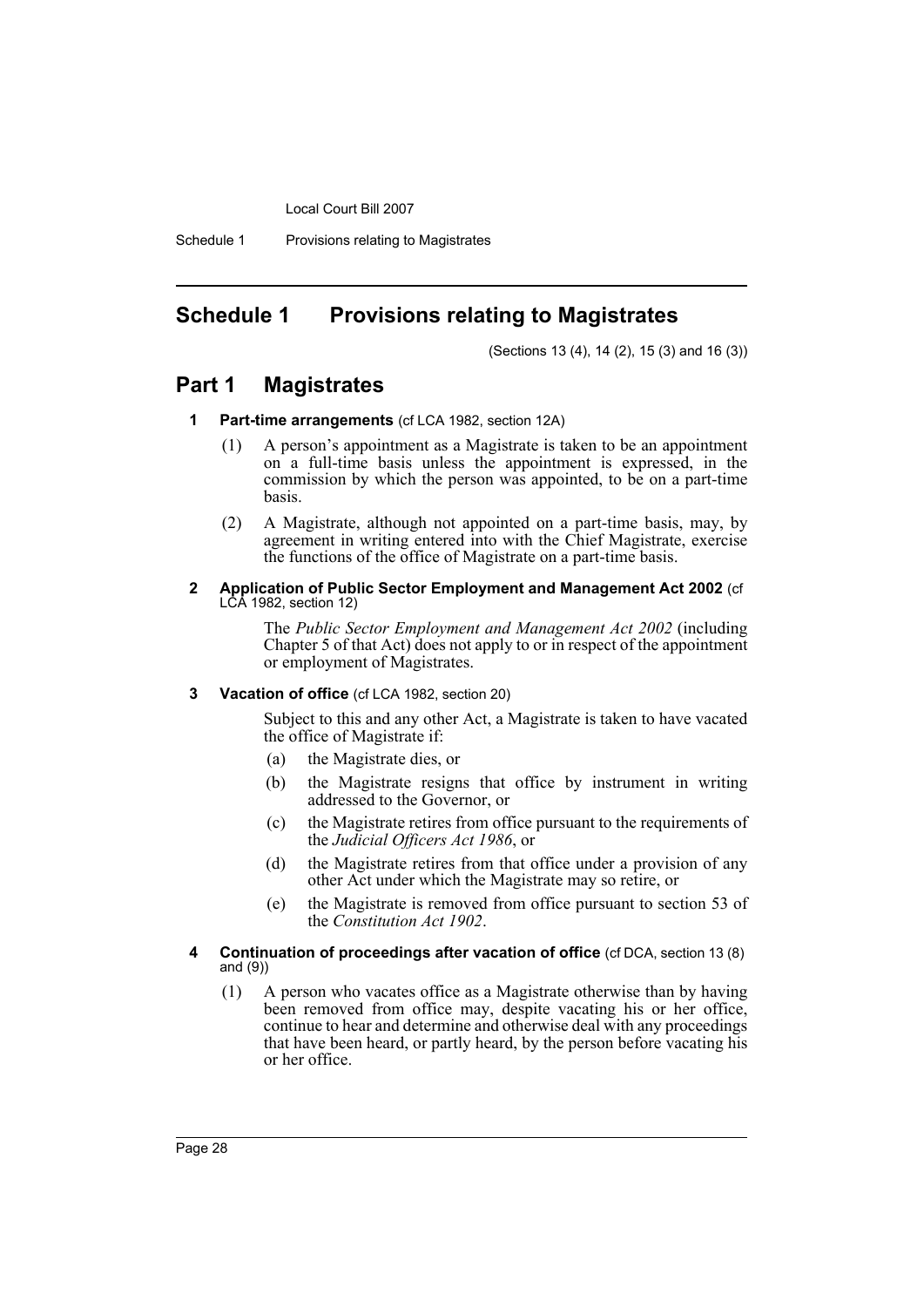# Schedule 1 Provisions relating to Magistrates

(Sections 13 (4), 14 (2), 15 (3) and 16 (3))

## Part 1 Magistrates

### 1 Part-time arrangements (cf LCA 1982, section 12A)

(1) A person's appointment as a Magistrate is taken to be an appointment on a full-time basis unless the appointment is expressed, in the commission by which the person was appointed, to be on a part-time basis.

(2) A Magistrate, although not appointed on a part-time basis, may, by agreement in writing entered into with the Chief Magistrate, exercise the functions of the office of Magistrate on a part-time basis.

### 2 Application of Public Sector Employment and Management Act 2002 (cf LCA 1982, section 12)

The *Public Sector Employment and Management Act 2002* (including Chapter 5 of that Act) does not apply to or in respect of the appointment or employment of Magistrates.

### 3 Vacation of office (cf LCA 1982, section 20)

Subject to this and any other Act, a Magistrate is taken to have vacated the office of Magistrate if:

(a) the Magistrate dies, or

(b) the Magistrate resigns that office by instrument in writing addressed to the Governor, or

(c) the Magistrate retires from office pursuant to the requirements of the *Judicial Officers Act 1986*, or

(d) the Magistrate retires from that office under a provision of any other Act under which the Magistrate may so retire, or

(e) the Magistrate is removed from office pursuant to section 53 of the *Constitution Act 1902*.

### 4 Continuation of proceedings after vacation of office (cf DCA, section 13 (8) and (9))

(1) A person who vacates office as a Magistrate otherwise than by having been removed from office may, despite vacating his or her office, continue to hear and determine and otherwise deal with any proceedings that have been heard, or partly heard, by the person before vacating his or her office.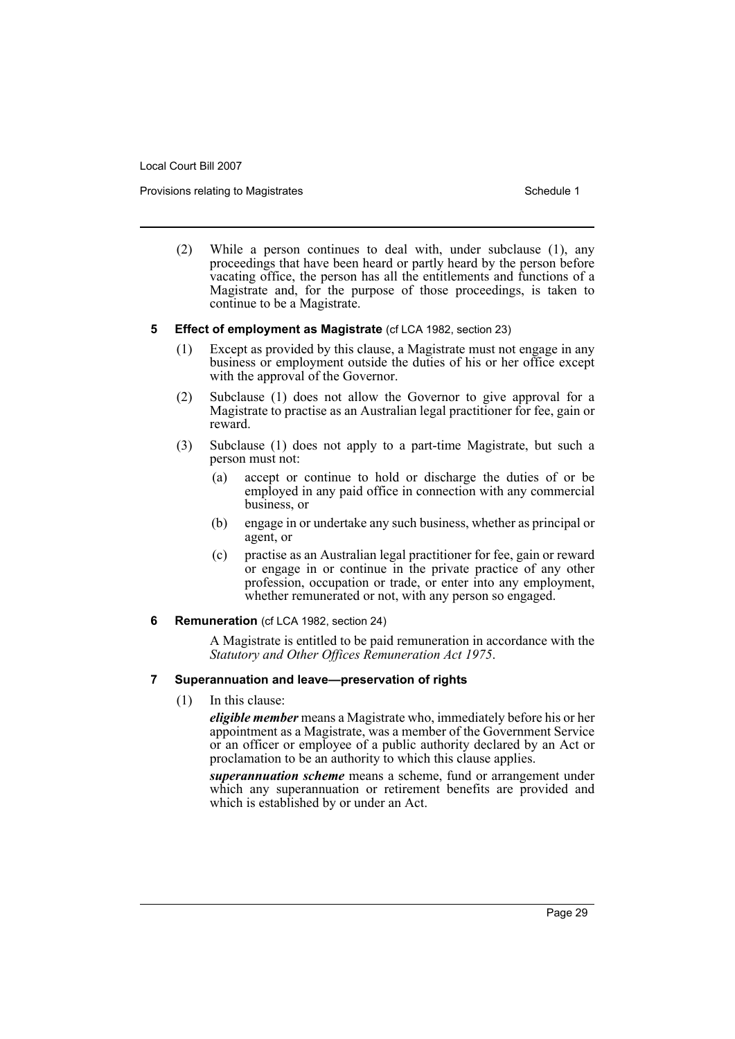(2) While a person continues to deal with, under subclause (1), any proceedings that have been heard or partly heard by the person before vacating office, the person has all the entitlements and functions of a Magistrate and, for the purpose of those proceedings, is taken to continue to be a Magistrate.

### 5 Effect of employment as Magistrate (cf LCA 1982, section 23)

(1) Except as provided by this clause, a Magistrate must not engage in any business or employment outside the duties of his or her office except with the approval of the Governor.

(2) Subclause (1) does not allow the Governor to give approval for a Magistrate to practise as an Australian legal practitioner for fee, gain or reward.

(3) Subclause (1) does not apply to a part-time Magistrate, but such a person must not:

- (a) accept or continue to hold or discharge the duties of or be employed in any paid office in connection with any commercial business, or
- (b) engage in or undertake any such business, whether as principal or agent, or
- (c) practise as an Australian legal practitioner for fee, gain or reward or engage in or continue in the private practice of any other profession, occupation or trade, or enter into any employment, whether remunerated or not, with any person so engaged.

### 6 Remuneration (cf LCA 1982, section 24)

A Magistrate is entitled to be paid remuneration in accordance with the *Statutory and Other Offices Remuneration Act 1975*.

### 7 Superannuation and leave—preservation of rights

(1) In this clause:

***eligible member*** means a Magistrate who, immediately before his or her appointment as a Magistrate, was a member of the Government Service or an officer or employee of a public authority declared by an Act or proclamation to be an authority to which this clause applies.

***superannuation scheme*** means a scheme, fund or arrangement under which any superannuation or retirement benefits are provided and which is established by or under an Act.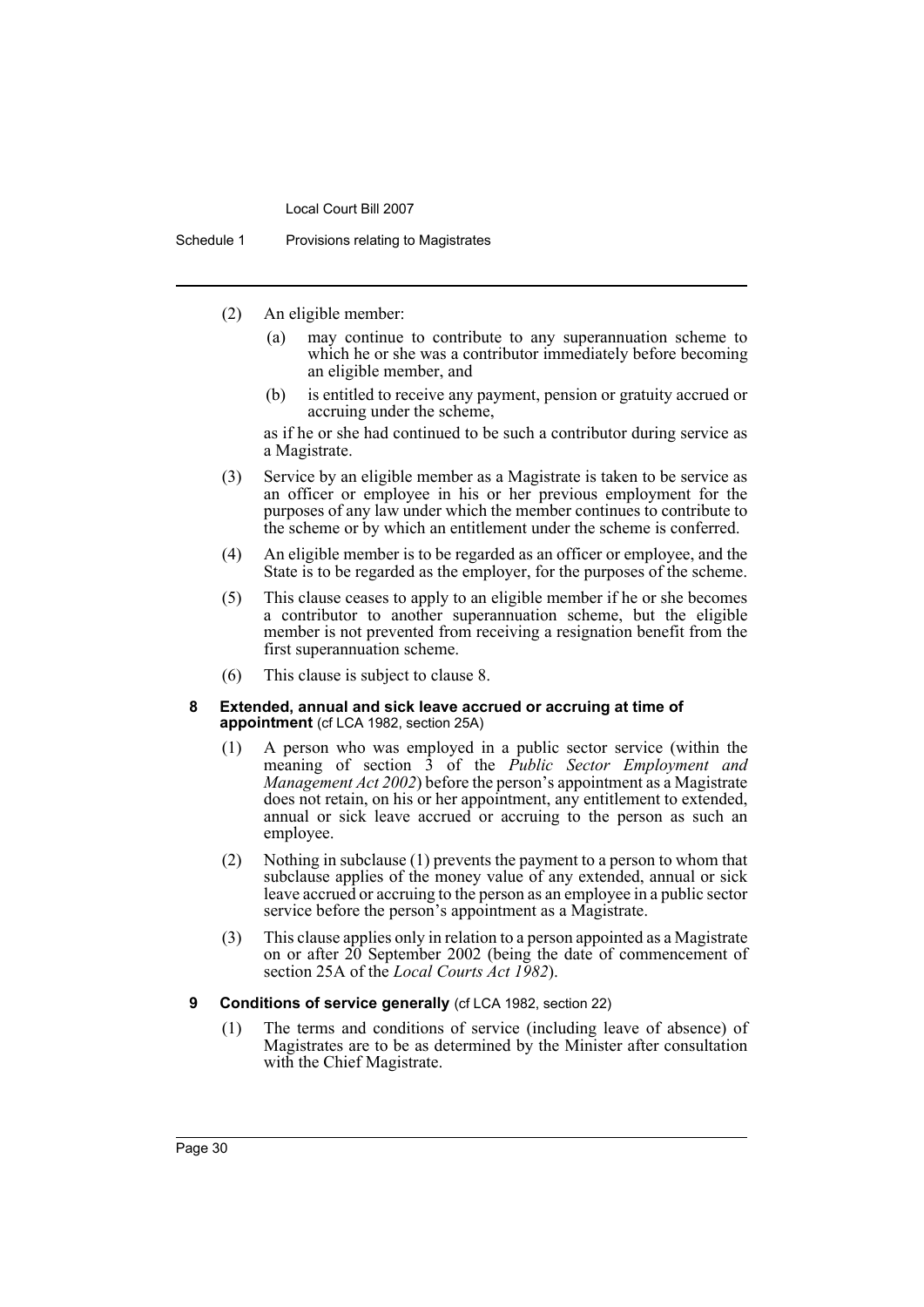(2) An eligible member:

(a) may continue to contribute to any superannuation scheme to which he or she was a contributor immediately before becoming an eligible member, and

(b) is entitled to receive any payment, pension or gratuity accrued or accruing under the scheme,

as if he or she had continued to be such a contributor during service as a Magistrate.

(3) Service by an eligible member as a Magistrate is taken to be service as an officer or employee in his or her previous employment for the purposes of any law under which the member continues to contribute to the scheme or by which an entitlement under the scheme is conferred.

(4) An eligible member is to be regarded as an officer or employee, and the State is to be regarded as the employer, for the purposes of the scheme.

(5) This clause ceases to apply to an eligible member if he or she becomes a contributor to another superannuation scheme, but the eligible member is not prevented from receiving a resignation benefit from the first superannuation scheme.

(6) This clause is subject to clause 8.

### 8 Extended, annual and sick leave accrued or accruing at time of appointment (cf LCA 1982, section 25A)

(1) A person who was employed in a public sector service (within the meaning of section 3 of the *Public Sector Employment and Management Act 2002*) before the person's appointment as a Magistrate does not retain, on his or her appointment, any entitlement to extended, annual or sick leave accrued or accruing to the person as such an employee.

(2) Nothing in subclause (1) prevents the payment to a person to whom that subclause applies of the money value of any extended, annual or sick leave accrued or accruing to the person as an employee in a public sector service before the person's appointment as a Magistrate.

(3) This clause applies only in relation to a person appointed as a Magistrate on or after 20 September 2002 (being the date of commencement of section 25A of the *Local Courts Act 1982*).

### 9 Conditions of service generally (cf LCA 1982, section 22)

(1) The terms and conditions of service (including leave of absence) of Magistrates are to be as determined by the Minister after consultation with the Chief Magistrate.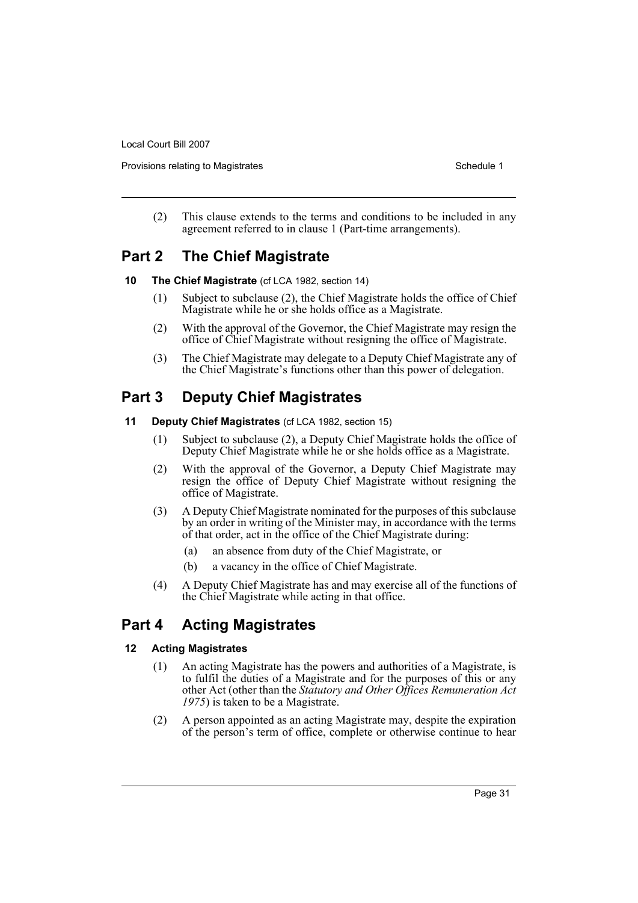(2) This clause extends to the terms and conditions to be included in any agreement referred to in clause 1 (Part-time arrangements).

## Part 2 The Chief Magistrate

### 10 The Chief Magistrate (cf LCA 1982, section 14)

(1) Subject to subclause (2), the Chief Magistrate holds the office of Chief Magistrate while he or she holds office as a Magistrate.

(2) With the approval of the Governor, the Chief Magistrate may resign the office of Chief Magistrate without resigning the office of Magistrate.

(3) The Chief Magistrate may delegate to a Deputy Chief Magistrate any of the Chief Magistrate's functions other than this power of delegation.

## Part 3 Deputy Chief Magistrates

### 11 Deputy Chief Magistrates (cf LCA 1982, section 15)

(1) Subject to subclause (2), a Deputy Chief Magistrate holds the office of Deputy Chief Magistrate while he or she holds office as a Magistrate.

(2) With the approval of the Governor, a Deputy Chief Magistrate may resign the office of Deputy Chief Magistrate without resigning the office of Magistrate.

(3) A Deputy Chief Magistrate nominated for the purposes of this subclause by an order in writing of the Minister may, in accordance with the terms of that order, act in the office of the Chief Magistrate during:

- (a) an absence from duty of the Chief Magistrate, or
- (b) a vacancy in the office of Chief Magistrate.

(4) A Deputy Chief Magistrate has and may exercise all of the functions of the Chief Magistrate while acting in that office.

## Part 4 Acting Magistrates

### 12 Acting Magistrates

(1) An acting Magistrate has the powers and authorities of a Magistrate, is to fulfil the duties of a Magistrate and for the purposes of this or any other Act (other than the *Statutory and Other Offices Remuneration Act 1975*) is taken to be a Magistrate.

(2) A person appointed as an acting Magistrate may, despite the expiration of the person's term of office, complete or otherwise continue to hear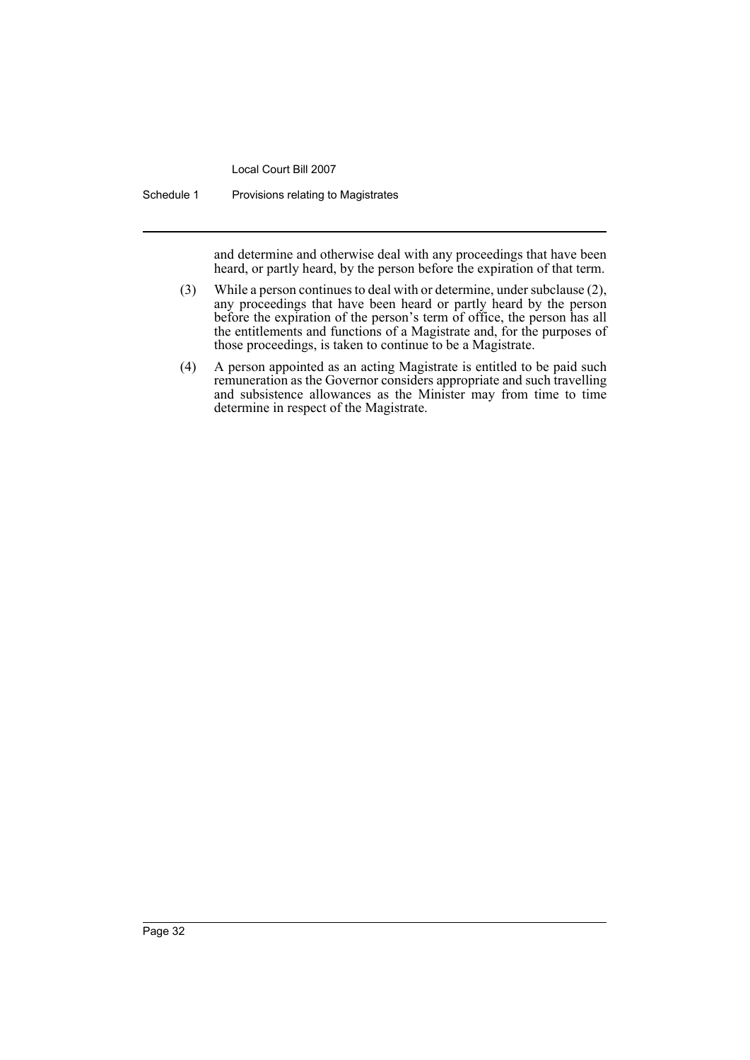and determine and otherwise deal with any proceedings that have been heard, or partly heard, by the person before the expiration of that term.

(3) While a person continues to deal with or determine, under subclause (2), any proceedings that have been heard or partly heard by the person before the expiration of the person's term of office, the person has all the entitlements and functions of a Magistrate and, for the purposes of those proceedings, is taken to continue to be a Magistrate.

(4) A person appointed as an acting Magistrate is entitled to be paid such remuneration as the Governor considers appropriate and such travelling and subsistence allowances as the Minister may from time to time determine in respect of the Magistrate.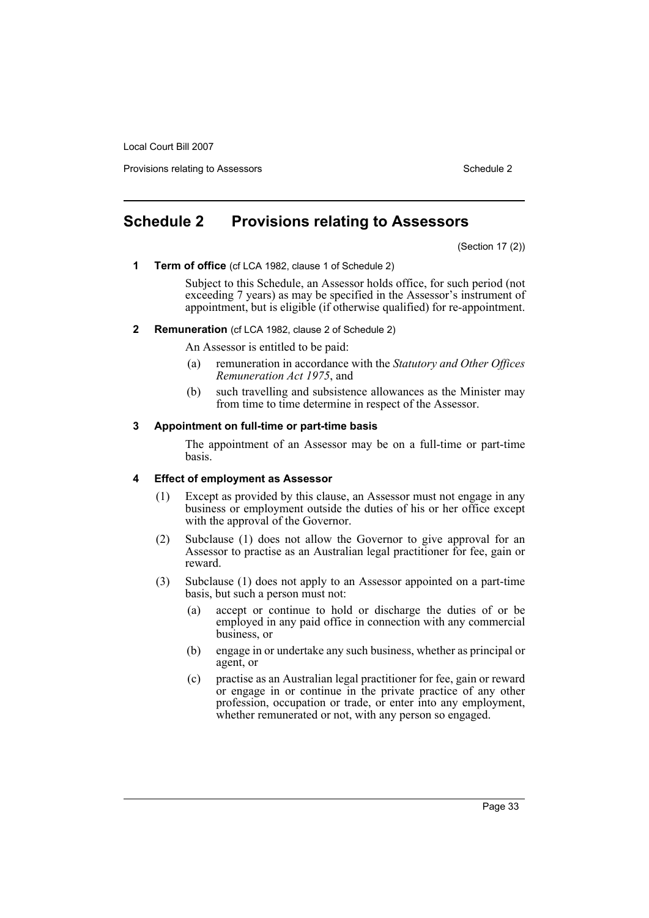# Schedule 2 Provisions relating to Assessors

(Section 17 (2))

**1 Term of office** (cf LCA 1982, clause 1 of Schedule 2)

Subject to this Schedule, an Assessor holds office, for such period (not exceeding 7 years) as may be specified in the Assessor's instrument of appointment, but is eligible (if otherwise qualified) for re-appointment.

**2 Remuneration** (cf LCA 1982, clause 2 of Schedule 2)

An Assessor is entitled to be paid:

(a) remuneration in accordance with the *Statutory and Other Offices Remuneration Act 1975*, and

(b) such travelling and subsistence allowances as the Minister may from time to time determine in respect of the Assessor.

**3 Appointment on full-time or part-time basis**

The appointment of an Assessor may be on a full-time or part-time basis.

**4 Effect of employment as Assessor**

(1) Except as provided by this clause, an Assessor must not engage in any business or employment outside the duties of his or her office except with the approval of the Governor.

(2) Subclause (1) does not allow the Governor to give approval for an Assessor to practise as an Australian legal practitioner for fee, gain or reward.

(3) Subclause (1) does not apply to an Assessor appointed on a part-time basis, but such a person must not:

(a) accept or continue to hold or discharge the duties of or be employed in any paid office in connection with any commercial business, or

(b) engage in or undertake any such business, whether as principal or agent, or

(c) practise as an Australian legal practitioner for fee, gain or reward or engage in or continue in the private practice of any other profession, occupation or trade, or enter into any employment, whether remunerated or not, with any person so engaged.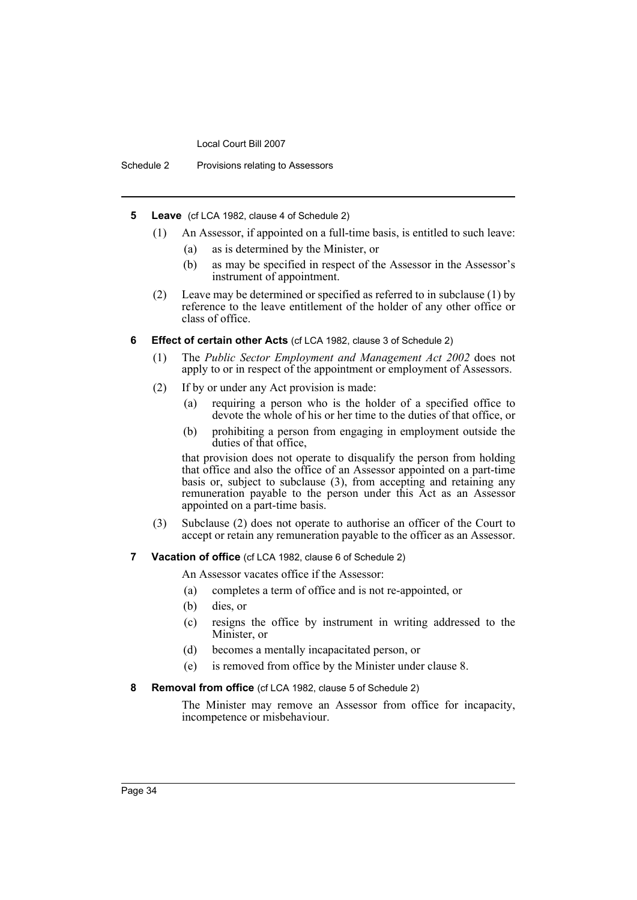**5 Leave** (cf LCA 1982, clause 4 of Schedule 2)

(1) An Assessor, if appointed on a full-time basis, is entitled to such leave:

- (a) as is determined by the Minister, or
- (b) as may be specified in respect of the Assessor in the Assessor's instrument of appointment.

(2) Leave may be determined or specified as referred to in subclause (1) by reference to the leave entitlement of the holder of any other office or class of office.

**6 Effect of certain other Acts** (cf LCA 1982, clause 3 of Schedule 2)

(1) The *Public Sector Employment and Management Act 2002* does not apply to or in respect of the appointment or employment of Assessors.

(2) If by or under any Act provision is made:

- (a) requiring a person who is the holder of a specified office to devote the whole of his or her time to the duties of that office, or
- (b) prohibiting a person from engaging in employment outside the duties of that office,

that provision does not operate to disqualify the person from holding that office and also the office of an Assessor appointed on a part-time basis or, subject to subclause (3), from accepting and retaining any remuneration payable to the person under this Act as an Assessor appointed on a part-time basis.

(3) Subclause (2) does not operate to authorise an officer of the Court to accept or retain any remuneration payable to the officer as an Assessor.

**7 Vacation of office** (cf LCA 1982, clause 6 of Schedule 2)

An Assessor vacates office if the Assessor:

- (a) completes a term of office and is not re-appointed, or
- (b) dies, or
- (c) resigns the office by instrument in writing addressed to the Minister, or
- (d) becomes a mentally incapacitated person, or
- (e) is removed from office by the Minister under clause 8.

**8 Removal from office** (cf LCA 1982, clause 5 of Schedule 2)

The Minister may remove an Assessor from office for incapacity, incompetence or misbehaviour.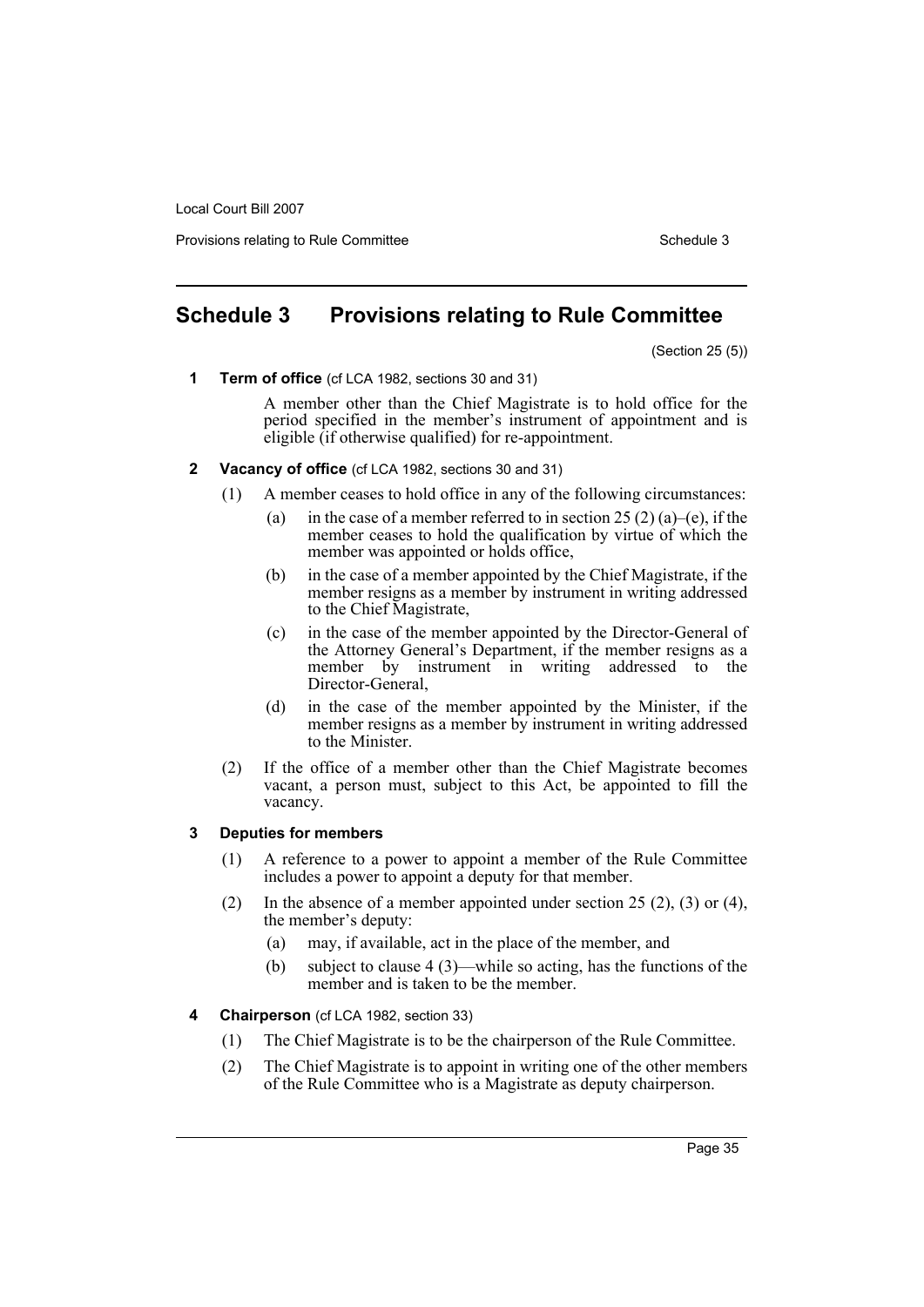# Schedule 3 Provisions relating to Rule Committee

(Section 25 (5))

**1 Term of office** (cf LCA 1982, sections 30 and 31)

A member other than the Chief Magistrate is to hold office for the period specified in the member's instrument of appointment and is eligible (if otherwise qualified) for re-appointment.

**2 Vacancy of office** (cf LCA 1982, sections 30 and 31)

(1) A member ceases to hold office in any of the following circumstances:

(a) in the case of a member referred to in section 25 (2) (a)–(e), if the member ceases to hold the qualification by virtue of which the member was appointed or holds office,

(b) in the case of a member appointed by the Chief Magistrate, if the member resigns as a member by instrument in writing addressed to the Chief Magistrate,

(c) in the case of the member appointed by the Director-General of the Attorney General's Department, if the member resigns as a member by instrument in writing addressed to the Director-General,

(d) in the case of the member appointed by the Minister, if the member resigns as a member by instrument in writing addressed to the Minister.

(2) If the office of a member other than the Chief Magistrate becomes vacant, a person must, subject to this Act, be appointed to fill the vacancy.

**3 Deputies for members**

(1) A reference to a power to appoint a member of the Rule Committee includes a power to appoint a deputy for that member.

(2) In the absence of a member appointed under section 25 (2), (3) or (4), the member's deputy:

(a) may, if available, act in the place of the member, and

(b) subject to clause 4 (3)—while so acting, has the functions of the member and is taken to be the member.

**4 Chairperson** (cf LCA 1982, section 33)

(1) The Chief Magistrate is to be the chairperson of the Rule Committee.

(2) The Chief Magistrate is to appoint in writing one of the other members of the Rule Committee who is a Magistrate as deputy chairperson.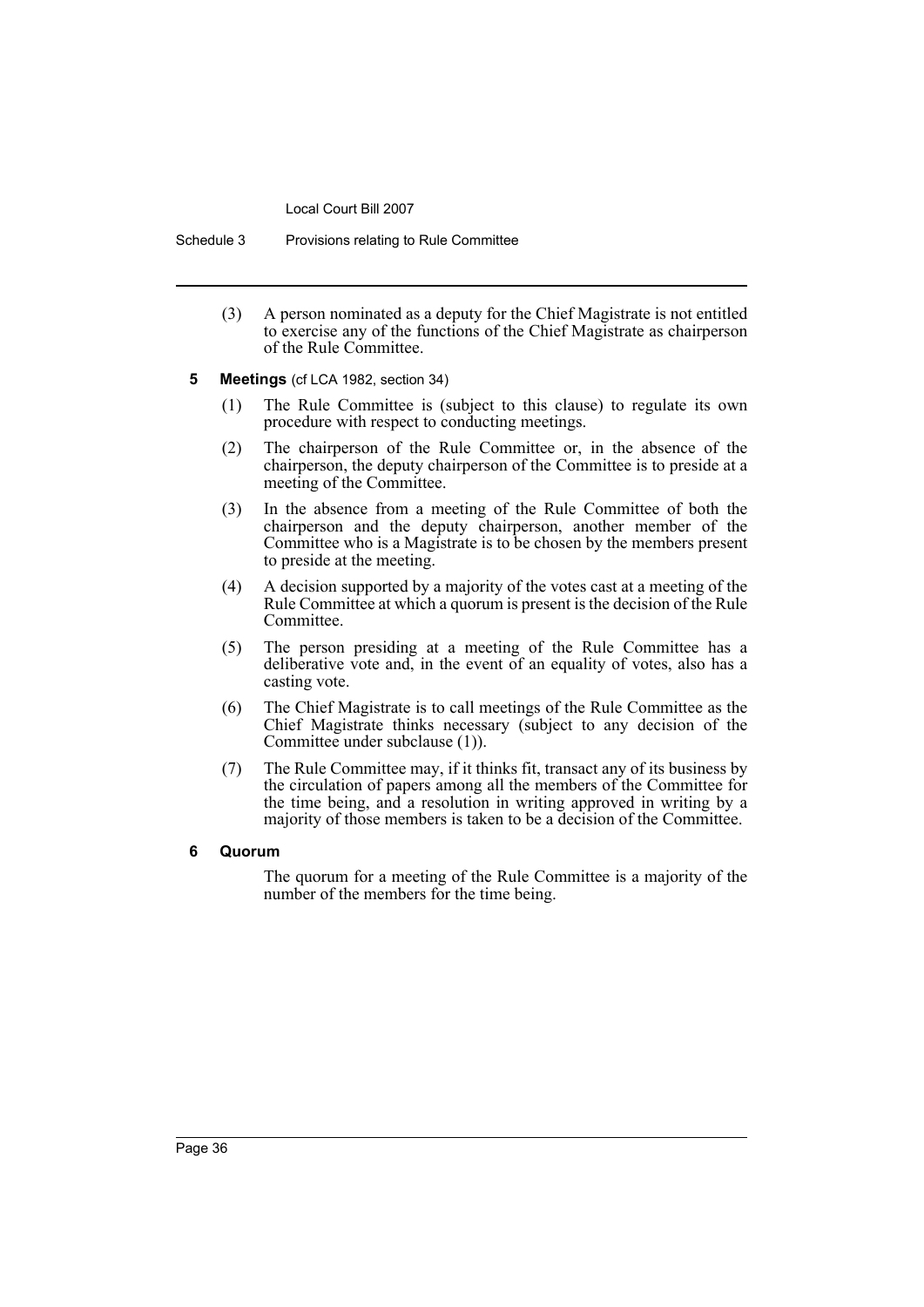(3) A person nominated as a deputy for the Chief Magistrate is not entitled to exercise any of the functions of the Chief Magistrate as chairperson of the Rule Committee.

**5 Meetings** (cf LCA 1982, section 34)

(1) The Rule Committee is (subject to this clause) to regulate its own procedure with respect to conducting meetings.

(2) The chairperson of the Rule Committee or, in the absence of the chairperson, the deputy chairperson of the Committee is to preside at a meeting of the Committee.

(3) In the absence from a meeting of the Rule Committee of both the chairperson and the deputy chairperson, another member of the Committee who is a Magistrate is to be chosen by the members present to preside at the meeting.

(4) A decision supported by a majority of the votes cast at a meeting of the Rule Committee at which a quorum is present is the decision of the Rule Committee.

(5) The person presiding at a meeting of the Rule Committee has a deliberative vote and, in the event of an equality of votes, also has a casting vote.

(6) The Chief Magistrate is to call meetings of the Rule Committee as the Chief Magistrate thinks necessary (subject to any decision of the Committee under subclause (1)).

(7) The Rule Committee may, if it thinks fit, transact any of its business by the circulation of papers among all the members of the Committee for the time being, and a resolution in writing approved in writing by a majority of those members is taken to be a decision of the Committee.

**6 Quorum**

The quorum for a meeting of the Rule Committee is a majority of the number of the members for the time being.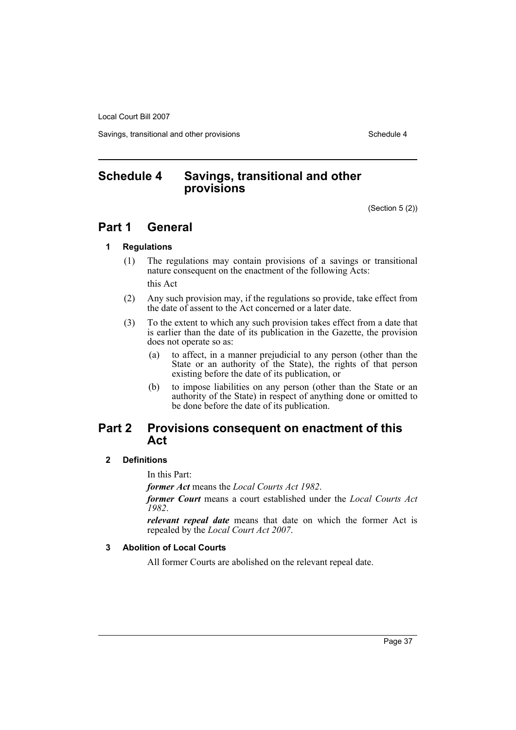# Schedule 4 Savings, transitional and other provisions

(Section 5 (2))

## Part 1 General

### 1 Regulations

(1) The regulations may contain provisions of a savings or transitional nature consequent on the enactment of the following Acts:

this Act

(2) Any such provision may, if the regulations so provide, take effect from the date of assent to the Act concerned or a later date.

(3) To the extent to which any such provision takes effect from a date that is earlier than the date of its publication in the Gazette, the provision does not operate so as:

(a) to affect, in a manner prejudicial to any person (other than the State or an authority of the State), the rights of that person existing before the date of its publication, or

(b) to impose liabilities on any person (other than the State or an authority of the State) in respect of anything done or omitted to be done before the date of its publication.

## Part 2 Provisions consequent on enactment of this Act

### 2 Definitions

In this Part:

***former Act*** means the *Local Courts Act 1982*.

***former Court*** means a court established under the *Local Courts Act 1982*.

***relevant repeal date*** means that date on which the former Act is repealed by the *Local Court Act 2007*.

### 3 Abolition of Local Courts

All former Courts are abolished on the relevant repeal date.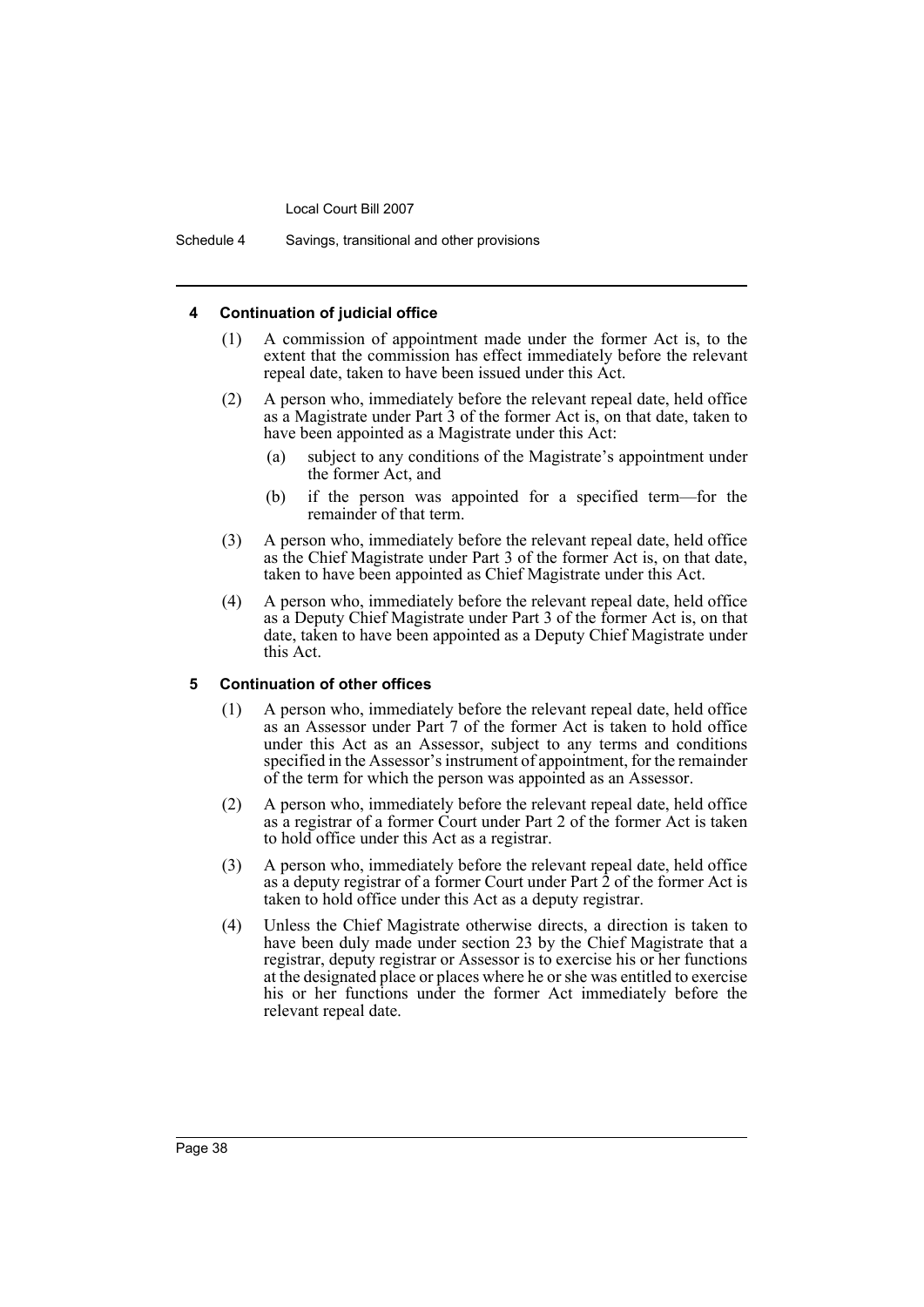### 4 Continuation of judicial office

(1) A commission of appointment made under the former Act is, to the extent that the commission has effect immediately before the relevant repeal date, taken to have been issued under this Act.

(2) A person who, immediately before the relevant repeal date, held office as a Magistrate under Part 3 of the former Act is, on that date, taken to have been appointed as a Magistrate under this Act:

- (a) subject to any conditions of the Magistrate's appointment under the former Act, and
- (b) if the person was appointed for a specified term—for the remainder of that term.

(3) A person who, immediately before the relevant repeal date, held office as the Chief Magistrate under Part 3 of the former Act is, on that date, taken to have been appointed as Chief Magistrate under this Act.

(4) A person who, immediately before the relevant repeal date, held office as a Deputy Chief Magistrate under Part 3 of the former Act is, on that date, taken to have been appointed as a Deputy Chief Magistrate under this Act.

### 5 Continuation of other offices

(1) A person who, immediately before the relevant repeal date, held office as an Assessor under Part 7 of the former Act is taken to hold office under this Act as an Assessor, subject to any terms and conditions specified in the Assessor's instrument of appointment, for the remainder of the term for which the person was appointed as an Assessor.

(2) A person who, immediately before the relevant repeal date, held office as a registrar of a former Court under Part 2 of the former Act is taken to hold office under this Act as a registrar.

(3) A person who, immediately before the relevant repeal date, held office as a deputy registrar of a former Court under Part 2 of the former Act is taken to hold office under this Act as a deputy registrar.

(4) Unless the Chief Magistrate otherwise directs, a direction is taken to have been duly made under section 23 by the Chief Magistrate that a registrar, deputy registrar or Assessor is to exercise his or her functions at the designated place or places where he or she was entitled to exercise his or her functions under the former Act immediately before the relevant repeal date.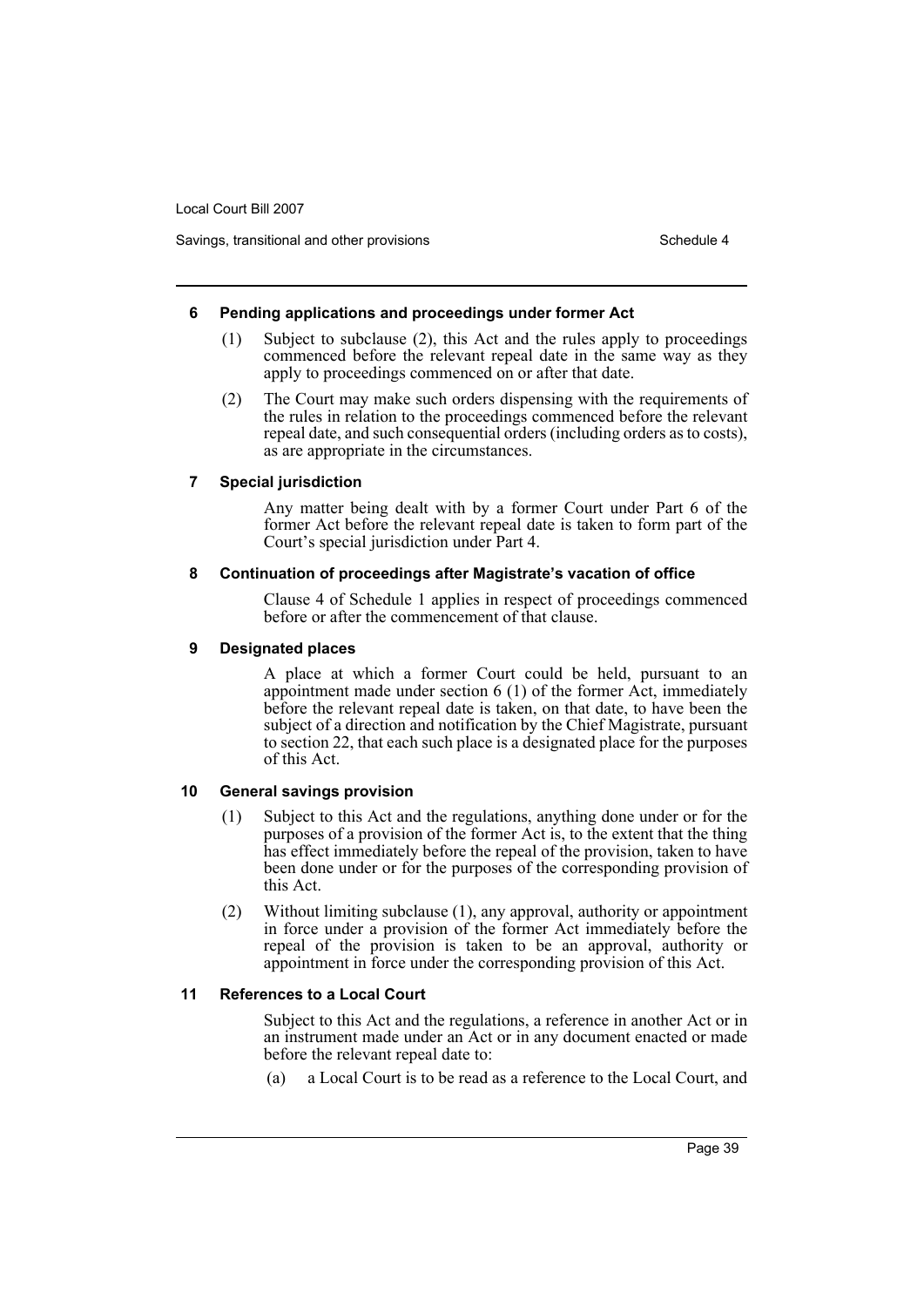#### 6 Pending applications and proceedings under former Act

(1) Subject to subclause (2), this Act and the rules apply to proceedings commenced before the relevant repeal date in the same way as they apply to proceedings commenced on or after that date.

(2) The Court may make such orders dispensing with the requirements of the rules in relation to the proceedings commenced before the relevant repeal date, and such consequential orders (including orders as to costs), as are appropriate in the circumstances.

#### 7 Special jurisdiction

Any matter being dealt with by a former Court under Part 6 of the former Act before the relevant repeal date is taken to form part of the Court's special jurisdiction under Part 4.

#### 8 Continuation of proceedings after Magistrate's vacation of office

Clause 4 of Schedule 1 applies in respect of proceedings commenced before or after the commencement of that clause.

#### 9 Designated places

A place at which a former Court could be held, pursuant to an appointment made under section 6 (1) of the former Act, immediately before the relevant repeal date is taken, on that date, to have been the subject of a direction and notification by the Chief Magistrate, pursuant to section 22, that each such place is a designated place for the purposes of this Act.

#### 10 General savings provision

(1) Subject to this Act and the regulations, anything done under or for the purposes of a provision of the former Act is, to the extent that the thing has effect immediately before the repeal of the provision, taken to have been done under or for the purposes of the corresponding provision of this Act.

(2) Without limiting subclause (1), any approval, authority or appointment in force under a provision of the former Act immediately before the repeal of the provision is taken to be an approval, authority or appointment in force under the corresponding provision of this Act.

#### 11 References to a Local Court

Subject to this Act and the regulations, a reference in another Act or in an instrument made under an Act or in any document enacted or made before the relevant repeal date to:

(a) a Local Court is to be read as a reference to the Local Court, and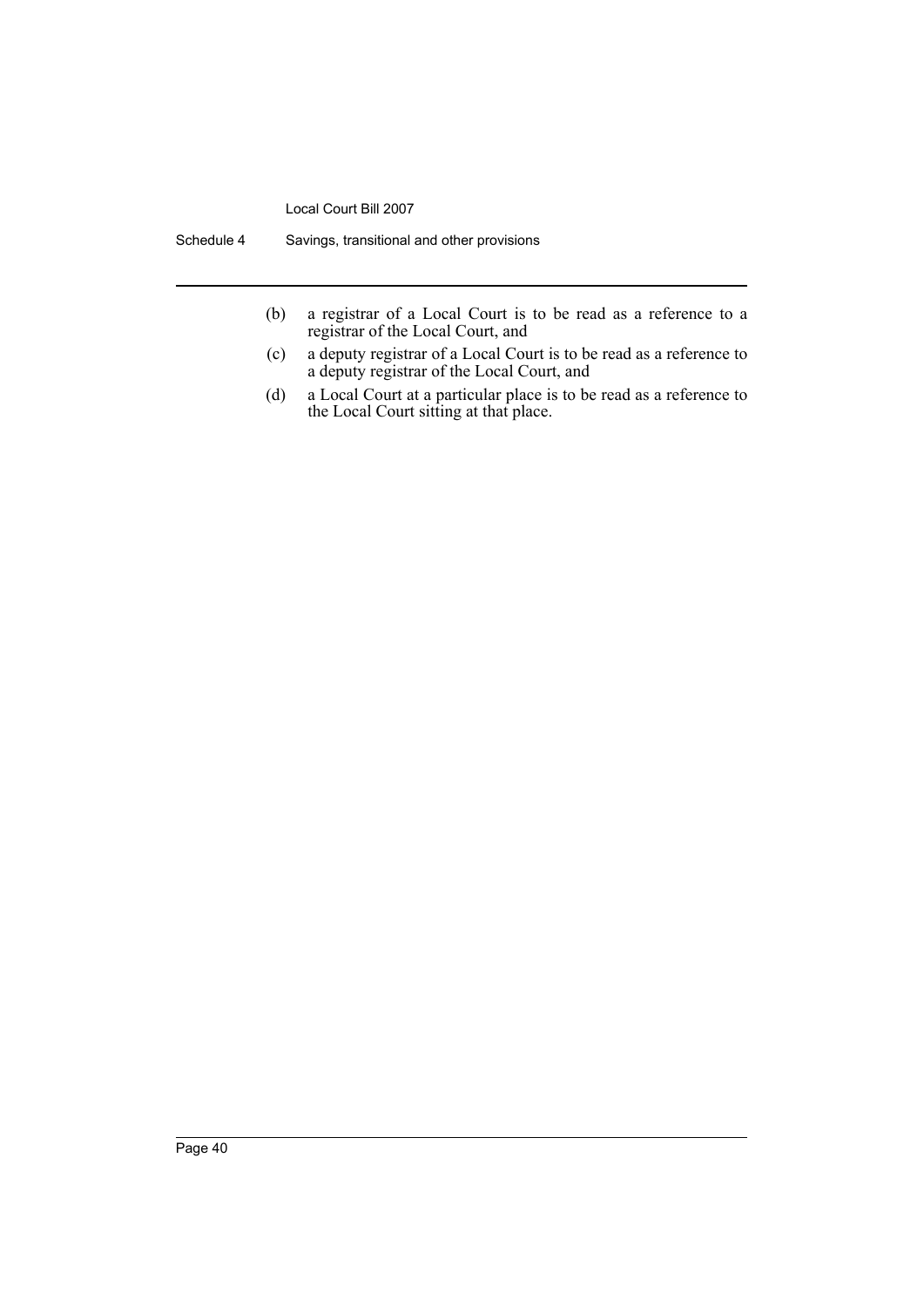(b) a registrar of a Local Court is to be read as a reference to a registrar of the Local Court, and

(c) a deputy registrar of a Local Court is to be read as a reference to a deputy registrar of the Local Court, and

(d) a Local Court at a particular place is to be read as a reference to the Local Court sitting at that place.